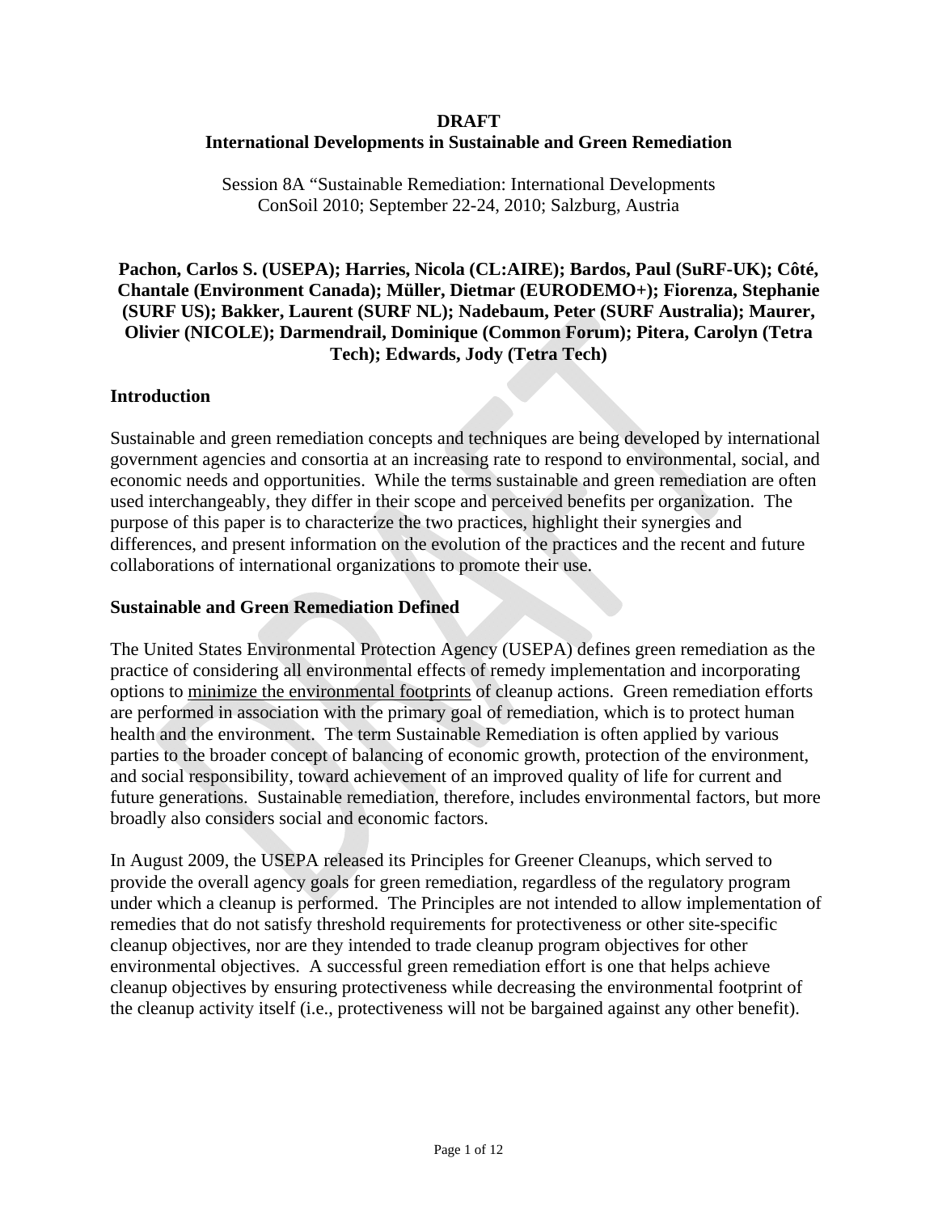**DRAFT**

# International Developments in Sustainable and Green Remediation

Session 8A "Sustainable Remediation: International Developments
ConSoil 2010; September 22-24, 2010; Salzburg, Austria

**Pachon, Carlos S. (USEPA); Harries, Nicola (CL:AIRE); Bardos, Paul (SuRF-UK); Côté, Chantale (Environment Canada); Müller, Dietmar (EURODEMO+); Fiorenza, Stephanie (SURF US); Bakker, Laurent (SURF NL); Nadebaum, Peter (SURF Australia); Maurer, Olivier (NICOLE); Darmendrail, Dominique (Common Forum); Pitera, Carolyn (Tetra Tech); Edwards, Jody (Tetra Tech)**

## Introduction

Sustainable and green remediation concepts and techniques are being developed by international government agencies and consortia at an increasing rate to respond to environmental, social, and economic needs and opportunities. While the terms sustainable and green remediation are often used interchangeably, they differ in their scope and perceived benefits per organization. The purpose of this paper is to characterize the two practices, highlight their synergies and differences, and present information on the evolution of the practices and the recent and future collaborations of international organizations to promote their use.

## Sustainable and Green Remediation Defined

The United States Environmental Protection Agency (USEPA) defines green remediation as the practice of considering all environmental effects of remedy implementation and incorporating options to <u>minimize the environmental footprints</u> of cleanup actions. Green remediation efforts are performed in association with the primary goal of remediation, which is to protect human health and the environment. The term Sustainable Remediation is often applied by various parties to the broader concept of balancing of economic growth, protection of the environment, and social responsibility, toward achievement of an improved quality of life for current and future generations. Sustainable remediation, therefore, includes environmental factors, but more broadly also considers social and economic factors.

In August 2009, the USEPA released its Principles for Greener Cleanups, which served to provide the overall agency goals for green remediation, regardless of the regulatory program under which a cleanup is performed. The Principles are not intended to allow implementation of remedies that do not satisfy threshold requirements for protectiveness or other site-specific cleanup objectives, nor are they intended to trade cleanup program objectives for other environmental objectives. A successful green remediation effort is one that helps achieve cleanup objectives by ensuring protectiveness while decreasing the environmental footprint of the cleanup activity itself (i.e., protectiveness will not be bargained against any other benefit).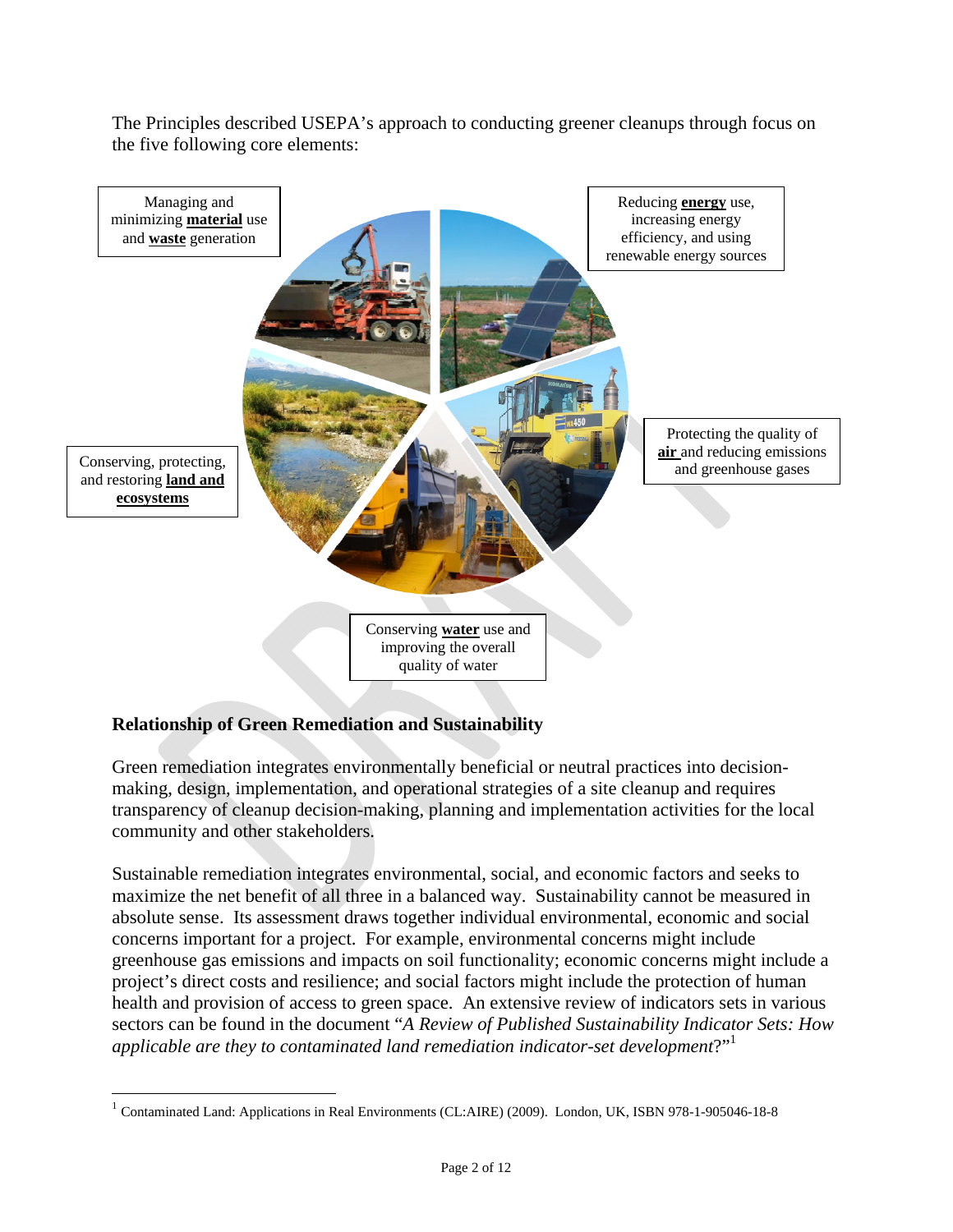The Principles described USEPA's approach to conducting greener cleanups through focus on the five following core elements:

Managing and minimizing **material** use and **waste** generation

Reducing **energy** use, increasing energy efficiency, and using renewable energy sources

Protecting the quality of **air** and reducing emissions and greenhouse gases

Conserving, protecting, and restoring **land and ecosystems**

Conserving **water** use and improving the overall quality of water

## Relationship of Green Remediation and Sustainability

Green remediation integrates environmentally beneficial or neutral practices into decision-making, design, implementation, and operational strategies of a site cleanup and requires transparency of cleanup decision-making, planning and implementation activities for the local community and other stakeholders.

Sustainable remediation integrates environmental, social, and economic factors and seeks to maximize the net benefit of all three in a balanced way. Sustainability cannot be measured in absolute sense. Its assessment draws together individual environmental, economic and social concerns important for a project. For example, environmental concerns might include greenhouse gas emissions and impacts on soil functionality; economic concerns might include a project's direct costs and resilience; and social factors might include the protection of human health and provision of access to green space. An extensive review of indicators sets in various sectors can be found in the document "*A Review of Published Sustainability Indicator Sets: How applicable are they to contaminated land remediation indicator-set development*?"[1]

[1] Contaminated Land: Applications in Real Environments (CL:AIRE) (2009). London, UK, ISBN 978-1-905046-18-8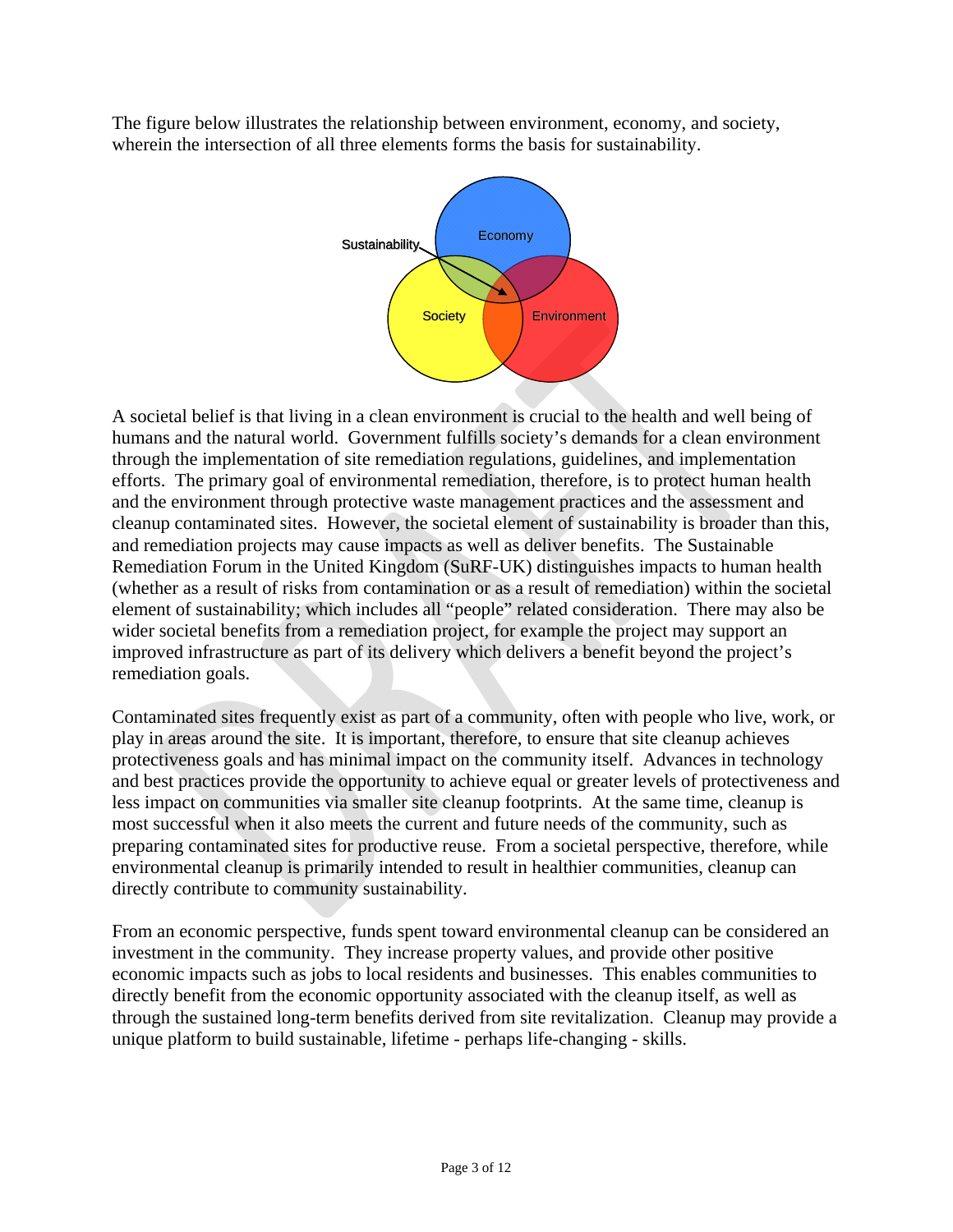The figure below illustrates the relationship between environment, economy, and society, wherein the intersection of all three elements forms the basis for sustainability.

Sustainability

Economy

Society

Environment

A societal belief is that living in a clean environment is crucial to the health and well being of humans and the natural world. Government fulfills society's demands for a clean environment through the implementation of site remediation regulations, guidelines, and implementation efforts. The primary goal of environmental remediation, therefore, is to protect human health and the environment through protective waste management practices and the assessment and cleanup contaminated sites. However, the societal element of sustainability is broader than this, and remediation projects may cause impacts as well as deliver benefits. The Sustainable Remediation Forum in the United Kingdom (SuRF-UK) distinguishes impacts to human health (whether as a result of risks from contamination or as a result of remediation) within the societal element of sustainability; which includes all "people" related consideration. There may also be wider societal benefits from a remediation project, for example the project may support an improved infrastructure as part of its delivery which delivers a benefit beyond the project's remediation goals.

Contaminated sites frequently exist as part of a community, often with people who live, work, or play in areas around the site. It is important, therefore, to ensure that site cleanup achieves protectiveness goals and has minimal impact on the community itself. Advances in technology and best practices provide the opportunity to achieve equal or greater levels of protectiveness and less impact on communities via smaller site cleanup footprints. At the same time, cleanup is most successful when it also meets the current and future needs of the community, such as preparing contaminated sites for productive reuse. From a societal perspective, therefore, while environmental cleanup is primarily intended to result in healthier communities, cleanup can directly contribute to community sustainability.

From an economic perspective, funds spent toward environmental cleanup can be considered an investment in the community. They increase property values, and provide other positive economic impacts such as jobs to local residents and businesses. This enables communities to directly benefit from the economic opportunity associated with the cleanup itself, as well as through the sustained long-term benefits derived from site revitalization. Cleanup may provide a unique platform to build sustainable, lifetime - perhaps life-changing - skills.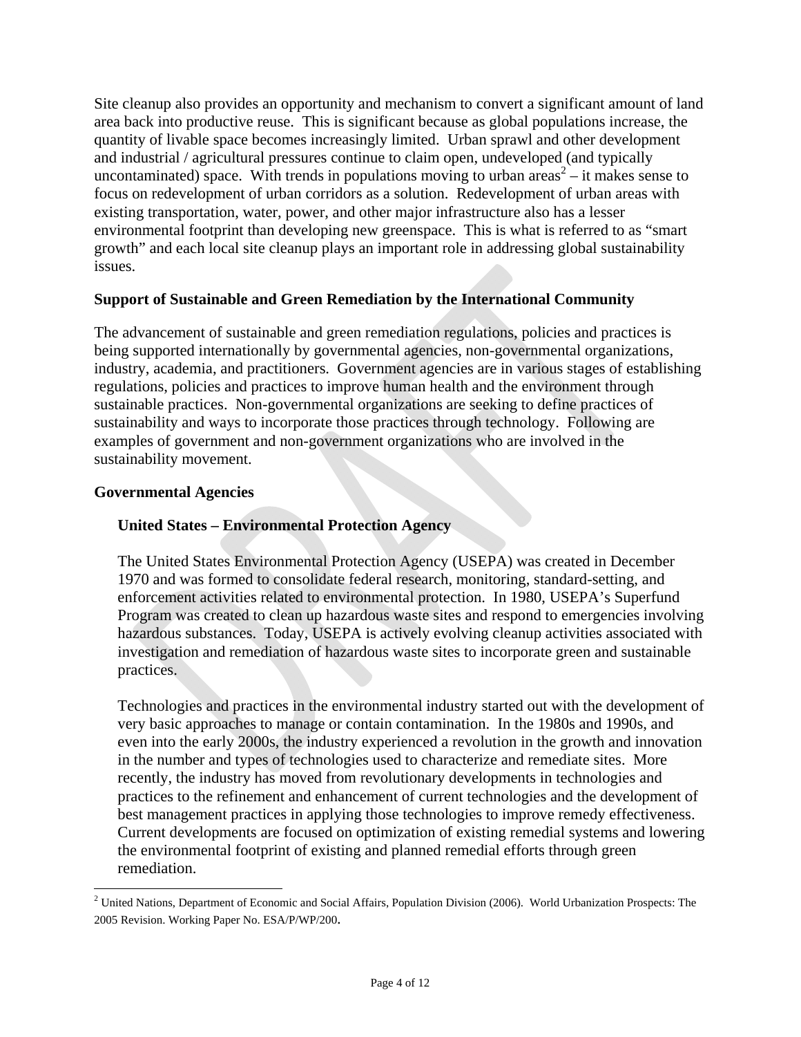Site cleanup also provides an opportunity and mechanism to convert a significant amount of land area back into productive reuse. This is significant because as global populations increase, the quantity of livable space becomes increasingly limited. Urban sprawl and other development and industrial / agricultural pressures continue to claim open, undeveloped (and typically uncontaminated) space. With trends in populations moving to urban areas[2] – it makes sense to focus on redevelopment of urban corridors as a solution. Redevelopment of urban areas with existing transportation, water, power, and other major infrastructure also has a lesser environmental footprint than developing new greenspace. This is what is referred to as "smart growth" and each local site cleanup plays an important role in addressing global sustainability issues.

## Support of Sustainable and Green Remediation by the International Community

The advancement of sustainable and green remediation regulations, policies and practices is being supported internationally by governmental agencies, non-governmental organizations, industry, academia, and practitioners. Government agencies are in various stages of establishing regulations, policies and practices to improve human health and the environment through sustainable practices. Non-governmental organizations are seeking to define practices of sustainability and ways to incorporate those practices through technology. Following are examples of government and non-government organizations who are involved in the sustainability movement.

## Governmental Agencies

### United States – Environmental Protection Agency

The United States Environmental Protection Agency (USEPA) was created in December 1970 and was formed to consolidate federal research, monitoring, standard-setting, and enforcement activities related to environmental protection. In 1980, USEPA's Superfund Program was created to clean up hazardous waste sites and respond to emergencies involving hazardous substances. Today, USEPA is actively evolving cleanup activities associated with investigation and remediation of hazardous waste sites to incorporate green and sustainable practices.

Technologies and practices in the environmental industry started out with the development of very basic approaches to manage or contain contamination. In the 1980s and 1990s, and even into the early 2000s, the industry experienced a revolution in the growth and innovation in the number and types of technologies used to characterize and remediate sites. More recently, the industry has moved from revolutionary developments in technologies and practices to the refinement and enhancement of current technologies and the development of best management practices in applying those technologies to improve remedy effectiveness. Current developments are focused on optimization of existing remedial systems and lowering the environmental footprint of existing and planned remedial efforts through green remediation.

[2] United Nations, Department of Economic and Social Affairs, Population Division (2006). World Urbanization Prospects: The 2005 Revision. Working Paper No. ESA/P/WP/200.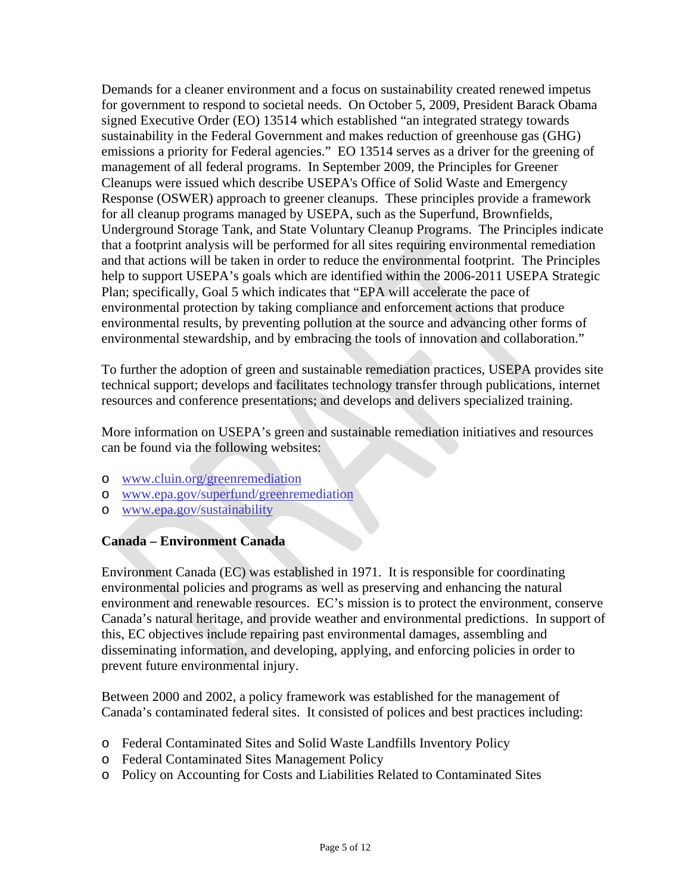Demands for a cleaner environment and a focus on sustainability created renewed impetus for government to respond to societal needs. On October 5, 2009, President Barack Obama signed Executive Order (EO) 13514 which established "an integrated strategy towards sustainability in the Federal Government and makes reduction of greenhouse gas (GHG) emissions a priority for Federal agencies." EO 13514 serves as a driver for the greening of management of all federal programs. In September 2009, the Principles for Greener Cleanups were issued which describe USEPA's Office of Solid Waste and Emergency Response (OSWER) approach to greener cleanups. These principles provide a framework for all cleanup programs managed by USEPA, such as the Superfund, Brownfields, Underground Storage Tank, and State Voluntary Cleanup Programs. The Principles indicate that a footprint analysis will be performed for all sites requiring environmental remediation and that actions will be taken in order to reduce the environmental footprint. The Principles help to support USEPA's goals which are identified within the 2006-2011 USEPA Strategic Plan; specifically, Goal 5 which indicates that "EPA will accelerate the pace of environmental protection by taking compliance and enforcement actions that produce environmental results, by preventing pollution at the source and advancing other forms of environmental stewardship, and by embracing the tools of innovation and collaboration."

To further the adoption of green and sustainable remediation practices, USEPA provides site technical support; develops and facilitates technology transfer through publications, internet resources and conference presentations; and develops and delivers specialized training.

More information on USEPA's green and sustainable remediation initiatives and resources can be found via the following websites:

- www.cluin.org/greenremediation
- www.epa.gov/superfund/greenremediation
- www.epa.gov/sustainability

**Canada – Environment Canada**

Environment Canada (EC) was established in 1971. It is responsible for coordinating environmental policies and programs as well as preserving and enhancing the natural environment and renewable resources. EC's mission is to protect the environment, conserve Canada's natural heritage, and provide weather and environmental predictions. In support of this, EC objectives include repairing past environmental damages, assembling and disseminating information, and developing, applying, and enforcing policies in order to prevent future environmental injury.

Between 2000 and 2002, a policy framework was established for the management of Canada's contaminated federal sites. It consisted of polices and best practices including:

- Federal Contaminated Sites and Solid Waste Landfills Inventory Policy
- Federal Contaminated Sites Management Policy
- Policy on Accounting for Costs and Liabilities Related to Contaminated Sites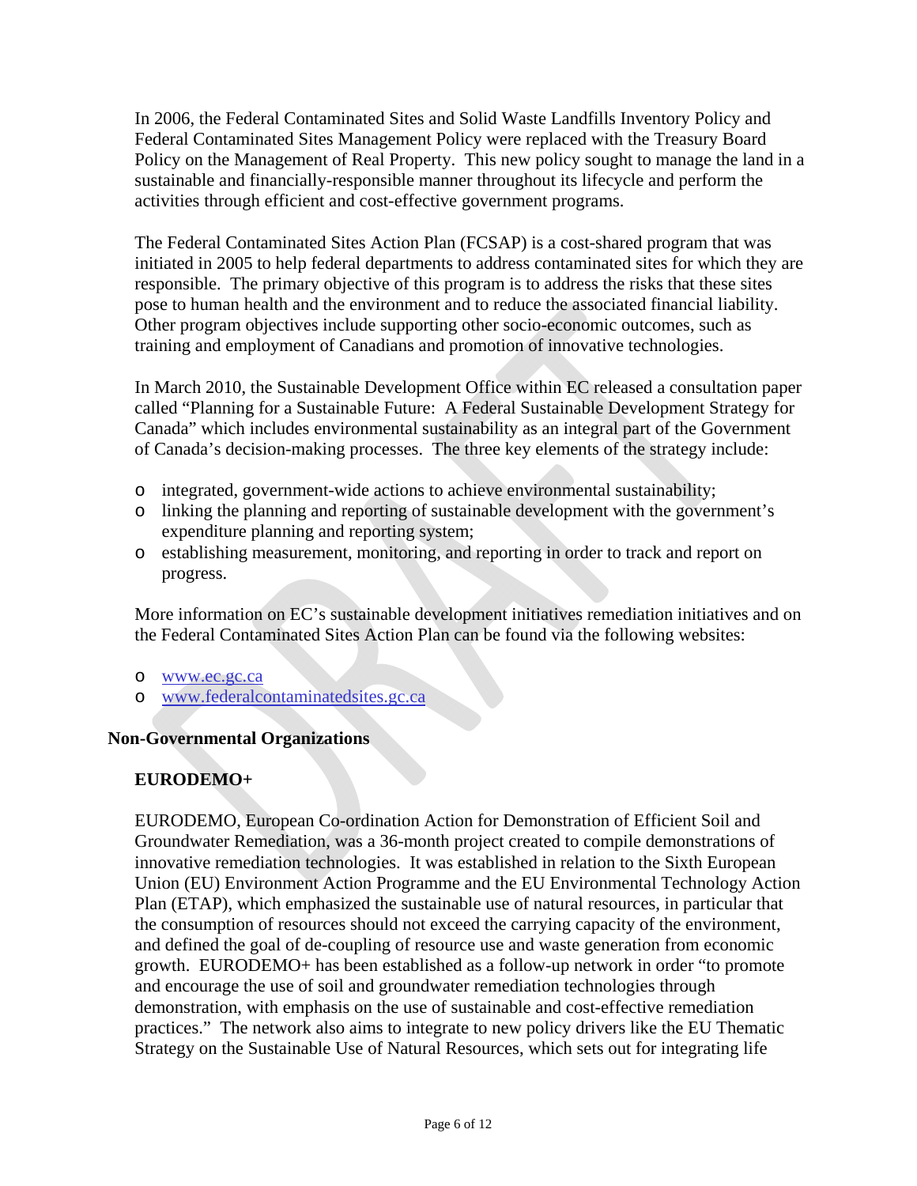In 2006, the Federal Contaminated Sites and Solid Waste Landfills Inventory Policy and Federal Contaminated Sites Management Policy were replaced with the Treasury Board Policy on the Management of Real Property. This new policy sought to manage the land in a sustainable and financially-responsible manner throughout its lifecycle and perform the activities through efficient and cost-effective government programs.

The Federal Contaminated Sites Action Plan (FCSAP) is a cost-shared program that was initiated in 2005 to help federal departments to address contaminated sites for which they are responsible. The primary objective of this program is to address the risks that these sites pose to human health and the environment and to reduce the associated financial liability. Other program objectives include supporting other socio-economic outcomes, such as training and employment of Canadians and promotion of innovative technologies.

In March 2010, the Sustainable Development Office within EC released a consultation paper called "Planning for a Sustainable Future: A Federal Sustainable Development Strategy for Canada" which includes environmental sustainability as an integral part of the Government of Canada's decision-making processes. The three key elements of the strategy include:

- integrated, government-wide actions to achieve environmental sustainability;
- linking the planning and reporting of sustainable development with the government's expenditure planning and reporting system;
- establishing measurement, monitoring, and reporting in order to track and report on progress.

More information on EC's sustainable development initiatives remediation initiatives and on the Federal Contaminated Sites Action Plan can be found via the following websites:

- www.ec.gc.ca
- www.federalcontaminatedsites.gc.ca

## Non-Governmental Organizations

### EURODEMO+

EURODEMO, European Co-ordination Action for Demonstration of Efficient Soil and Groundwater Remediation, was a 36-month project created to compile demonstrations of innovative remediation technologies. It was established in relation to the Sixth European Union (EU) Environment Action Programme and the EU Environmental Technology Action Plan (ETAP), which emphasized the sustainable use of natural resources, in particular that the consumption of resources should not exceed the carrying capacity of the environment, and defined the goal of de-coupling of resource use and waste generation from economic growth. EURODEMO+ has been established as a follow-up network in order "to promote and encourage the use of soil and groundwater remediation technologies through demonstration, with emphasis on the use of sustainable and cost-effective remediation practices." The network also aims to integrate to new policy drivers like the EU Thematic Strategy on the Sustainable Use of Natural Resources, which sets out for integrating life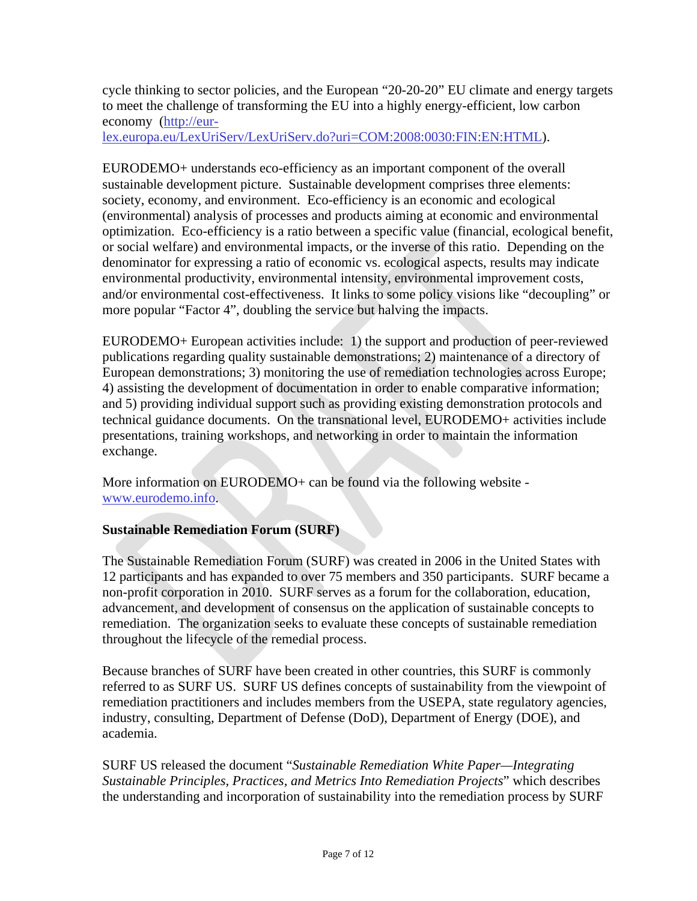cycle thinking to sector policies, and the European "20-20-20" EU climate and energy targets to meet the challenge of transforming the EU into a highly energy-efficient, low carbon economy (http://eur-lex.europa.eu/LexUriServ/LexUriServ.do?uri=COM:2008:0030:FIN:EN:HTML).

EURODEMO+ understands eco-efficiency as an important component of the overall sustainable development picture. Sustainable development comprises three elements: society, economy, and environment. Eco-efficiency is an economic and ecological (environmental) analysis of processes and products aiming at economic and environmental optimization. Eco-efficiency is a ratio between a specific value (financial, ecological benefit, or social welfare) and environmental impacts, or the inverse of this ratio. Depending on the denominator for expressing a ratio of economic vs. ecological aspects, results may indicate environmental productivity, environmental intensity, environmental improvement costs, and/or environmental cost-effectiveness. It links to some policy visions like "decoupling" or more popular "Factor 4", doubling the service but halving the impacts.

EURODEMO+ European activities include: 1) the support and production of peer-reviewed publications regarding quality sustainable demonstrations; 2) maintenance of a directory of European demonstrations; 3) monitoring the use of remediation technologies across Europe; 4) assisting the development of documentation in order to enable comparative information; and 5) providing individual support such as providing existing demonstration protocols and technical guidance documents. On the transnational level, EURODEMO+ activities include presentations, training workshops, and networking in order to maintain the information exchange.

More information on EURODEMO+ can be found via the following website - www.eurodemo.info.

**Sustainable Remediation Forum (SURF)**

The Sustainable Remediation Forum (SURF) was created in 2006 in the United States with 12 participants and has expanded to over 75 members and 350 participants. SURF became a non-profit corporation in 2010. SURF serves as a forum for the collaboration, education, advancement, and development of consensus on the application of sustainable concepts to remediation. The organization seeks to evaluate these concepts of sustainable remediation throughout the lifecycle of the remedial process.

Because branches of SURF have been created in other countries, this SURF is commonly referred to as SURF US. SURF US defines concepts of sustainability from the viewpoint of remediation practitioners and includes members from the USEPA, state regulatory agencies, industry, consulting, Department of Defense (DoD), Department of Energy (DOE), and academia.

SURF US released the document "*Sustainable Remediation White Paper—Integrating Sustainable Principles, Practices, and Metrics Into Remediation Projects*" which describes the understanding and incorporation of sustainability into the remediation process by SURF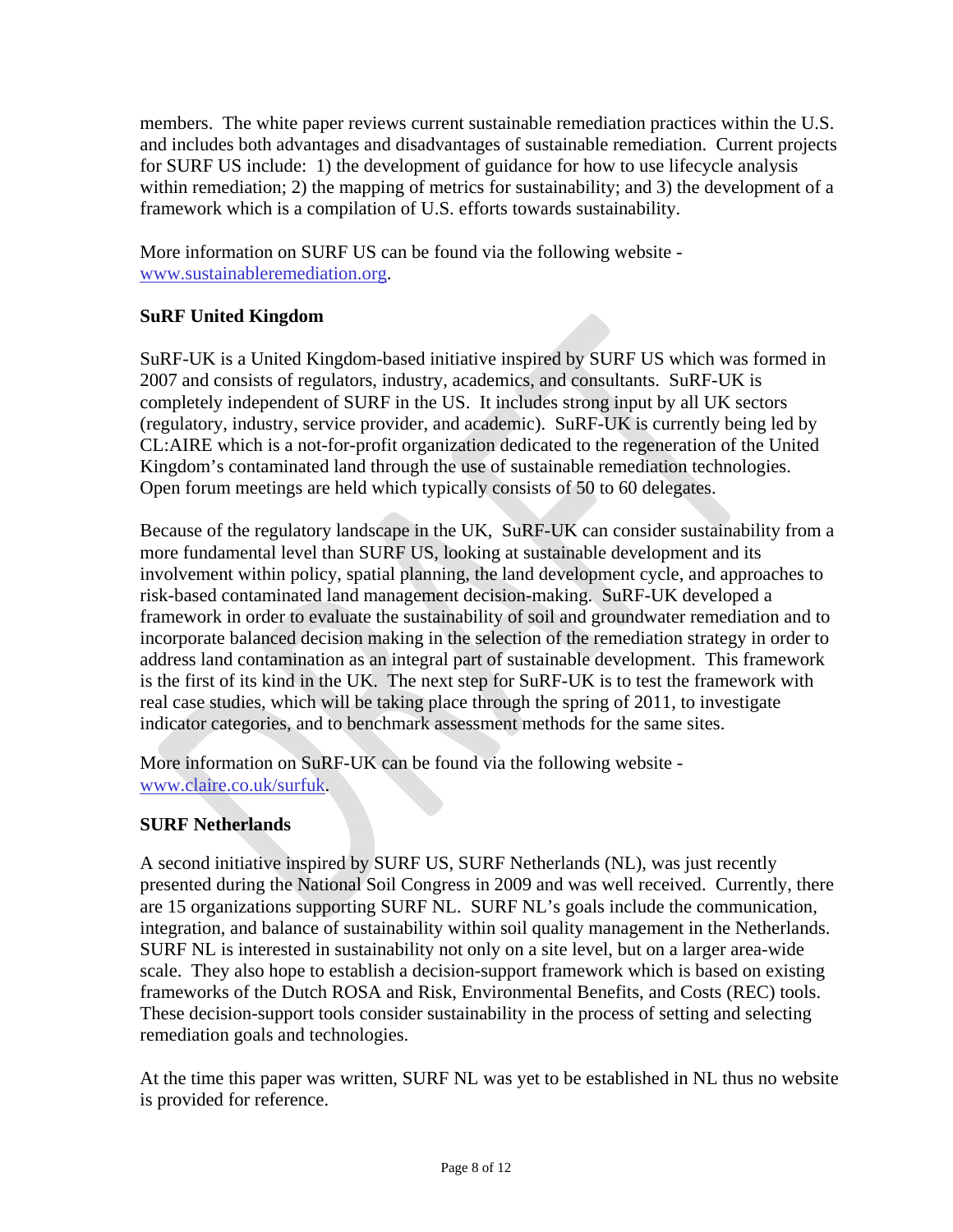members. The white paper reviews current sustainable remediation practices within the U.S. and includes both advantages and disadvantages of sustainable remediation. Current projects for SURF US include: 1) the development of guidance for how to use lifecycle analysis within remediation; 2) the mapping of metrics for sustainability; and 3) the development of a framework which is a compilation of U.S. efforts towards sustainability.

More information on SURF US can be found via the following website - www.sustainableremediation.org.

**SuRF United Kingdom**

SuRF-UK is a United Kingdom-based initiative inspired by SURF US which was formed in 2007 and consists of regulators, industry, academics, and consultants. SuRF-UK is completely independent of SURF in the US. It includes strong input by all UK sectors (regulatory, industry, service provider, and academic). SuRF-UK is currently being led by CL:AIRE which is a not-for-profit organization dedicated to the regeneration of the United Kingdom's contaminated land through the use of sustainable remediation technologies. Open forum meetings are held which typically consists of 50 to 60 delegates.

Because of the regulatory landscape in the UK, SuRF-UK can consider sustainability from a more fundamental level than SURF US, looking at sustainable development and its involvement within policy, spatial planning, the land development cycle, and approaches to risk-based contaminated land management decision-making. SuRF-UK developed a framework in order to evaluate the sustainability of soil and groundwater remediation and to incorporate balanced decision making in the selection of the remediation strategy in order to address land contamination as an integral part of sustainable development. This framework is the first of its kind in the UK. The next step for SuRF-UK is to test the framework with real case studies, which will be taking place through the spring of 2011, to investigate indicator categories, and to benchmark assessment methods for the same sites.

More information on SuRF-UK can be found via the following website - www.claire.co.uk/surfuk.

**SURF Netherlands**

A second initiative inspired by SURF US, SURF Netherlands (NL), was just recently presented during the National Soil Congress in 2009 and was well received. Currently, there are 15 organizations supporting SURF NL. SURF NL's goals include the communication, integration, and balance of sustainability within soil quality management in the Netherlands. SURF NL is interested in sustainability not only on a site level, but on a larger area-wide scale. They also hope to establish a decision-support framework which is based on existing frameworks of the Dutch ROSA and Risk, Environmental Benefits, and Costs (REC) tools. These decision-support tools consider sustainability in the process of setting and selecting remediation goals and technologies.

At the time this paper was written, SURF NL was yet to be established in NL thus no website is provided for reference.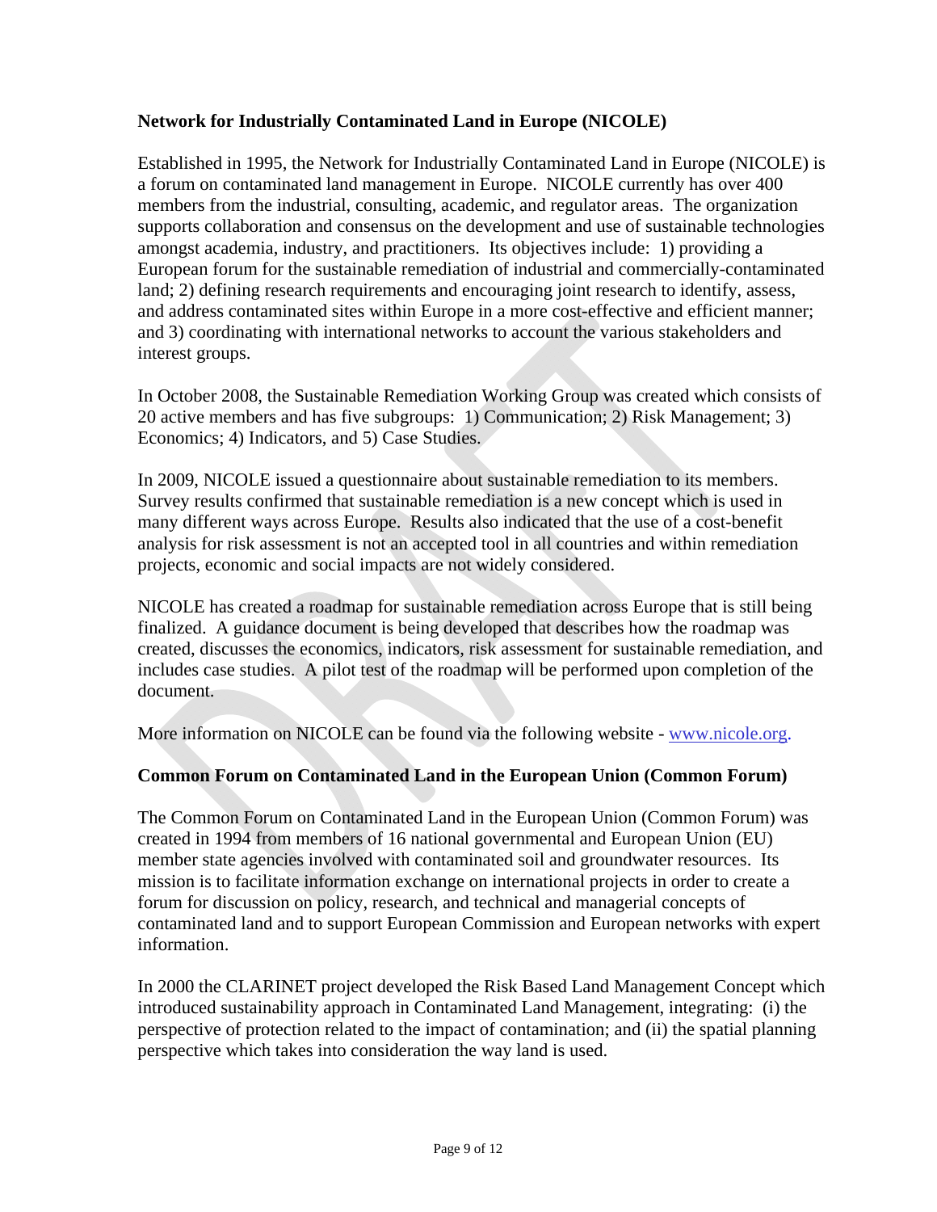**Network for Industrially Contaminated Land in Europe (NICOLE)**

Established in 1995, the Network for Industrially Contaminated Land in Europe (NICOLE) is a forum on contaminated land management in Europe. NICOLE currently has over 400 members from the industrial, consulting, academic, and regulator areas. The organization supports collaboration and consensus on the development and use of sustainable technologies amongst academia, industry, and practitioners. Its objectives include: 1) providing a European forum for the sustainable remediation of industrial and commercially-contaminated land; 2) defining research requirements and encouraging joint research to identify, assess, and address contaminated sites within Europe in a more cost-effective and efficient manner; and 3) coordinating with international networks to account the various stakeholders and interest groups.

In October 2008, the Sustainable Remediation Working Group was created which consists of 20 active members and has five subgroups: 1) Communication; 2) Risk Management; 3) Economics; 4) Indicators, and 5) Case Studies.

In 2009, NICOLE issued a questionnaire about sustainable remediation to its members. Survey results confirmed that sustainable remediation is a new concept which is used in many different ways across Europe. Results also indicated that the use of a cost-benefit analysis for risk assessment is not an accepted tool in all countries and within remediation projects, economic and social impacts are not widely considered.

NICOLE has created a roadmap for sustainable remediation across Europe that is still being finalized. A guidance document is being developed that describes how the roadmap was created, discusses the economics, indicators, risk assessment for sustainable remediation, and includes case studies. A pilot test of the roadmap will be performed upon completion of the document.

More information on NICOLE can be found via the following website - www.nicole.org.

**Common Forum on Contaminated Land in the European Union (Common Forum)**

The Common Forum on Contaminated Land in the European Union (Common Forum) was created in 1994 from members of 16 national governmental and European Union (EU) member state agencies involved with contaminated soil and groundwater resources. Its mission is to facilitate information exchange on international projects in order to create a forum for discussion on policy, research, and technical and managerial concepts of contaminated land and to support European Commission and European networks with expert information.

In 2000 the CLARINET project developed the Risk Based Land Management Concept which introduced sustainability approach in Contaminated Land Management, integrating: (i) the perspective of protection related to the impact of contamination; and (ii) the spatial planning perspective which takes into consideration the way land is used.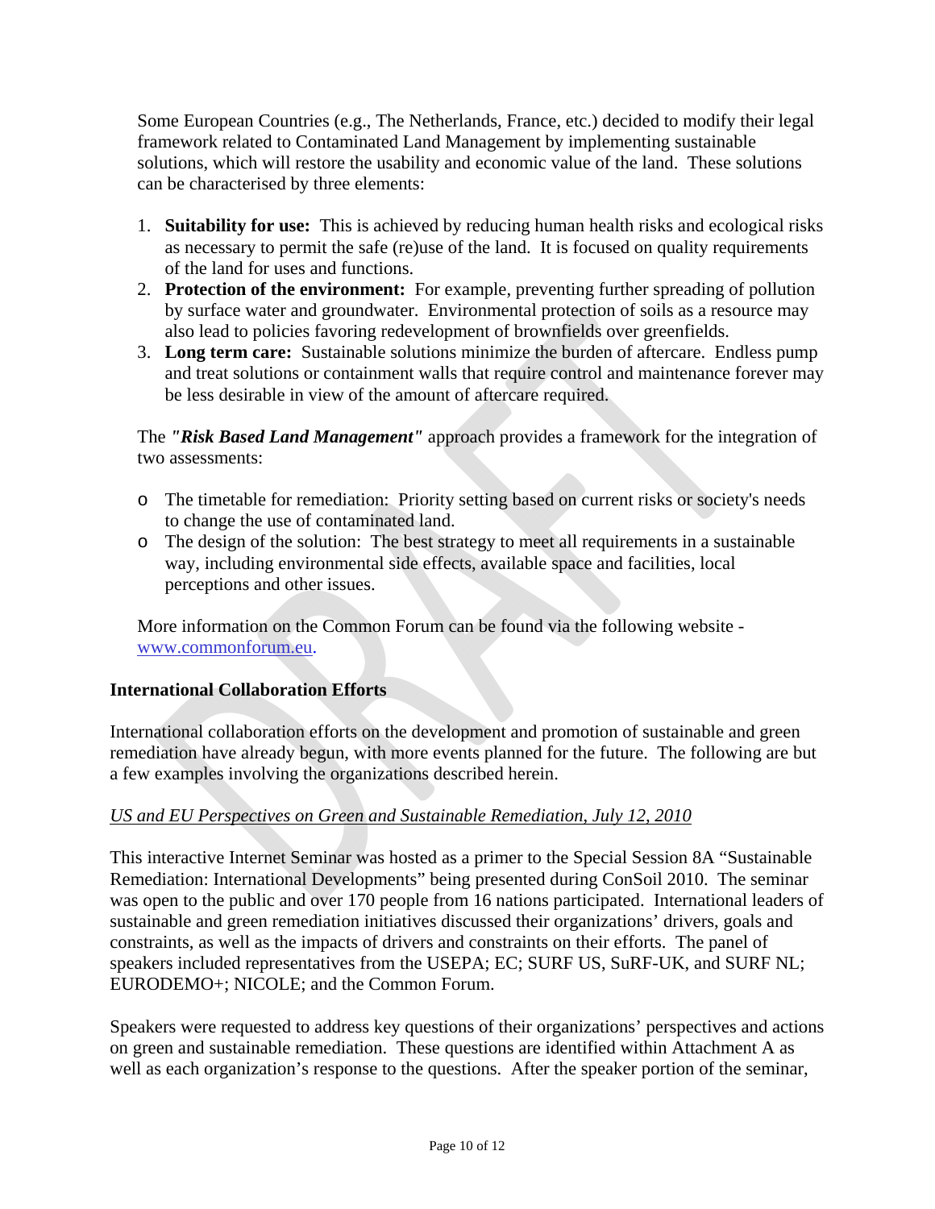Some European Countries (e.g., The Netherlands, France, etc.) decided to modify their legal framework related to Contaminated Land Management by implementing sustainable solutions, which will restore the usability and economic value of the land. These solutions can be characterised by three elements:

1. **Suitability for use:** This is achieved by reducing human health risks and ecological risks as necessary to permit the safe (re)use of the land. It is focused on quality requirements of the land for uses and functions.
2. **Protection of the environment:** For example, preventing further spreading of pollution by surface water and groundwater. Environmental protection of soils as a resource may also lead to policies favoring redevelopment of brownfields over greenfields.
3. **Long term care:** Sustainable solutions minimize the burden of aftercare. Endless pump and treat solutions or containment walls that require control and maintenance forever may be less desirable in view of the amount of aftercare required.

The ***"Risk Based Land Management"*** approach provides a framework for the integration of two assessments:

- The timetable for remediation: Priority setting based on current risks or society's needs to change the use of contaminated land.
- The design of the solution: The best strategy to meet all requirements in a sustainable way, including environmental side effects, available space and facilities, local perceptions and other issues.

More information on the Common Forum can be found via the following website - www.commonforum.eu.

**International Collaboration Efforts**

International collaboration efforts on the development and promotion of sustainable and green remediation have already begun, with more events planned for the future. The following are but a few examples involving the organizations described herein.

*US and EU Perspectives on Green and Sustainable Remediation, July 12, 2010*

This interactive Internet Seminar was hosted as a primer to the Special Session 8A "Sustainable Remediation: International Developments" being presented during ConSoil 2010. The seminar was open to the public and over 170 people from 16 nations participated. International leaders of sustainable and green remediation initiatives discussed their organizations' drivers, goals and constraints, as well as the impacts of drivers and constraints on their efforts. The panel of speakers included representatives from the USEPA; EC; SURF US, SuRF-UK, and SURF NL; EURODEMO+; NICOLE; and the Common Forum.

Speakers were requested to address key questions of their organizations' perspectives and actions on green and sustainable remediation. These questions are identified within Attachment A as well as each organization's response to the questions. After the speaker portion of the seminar,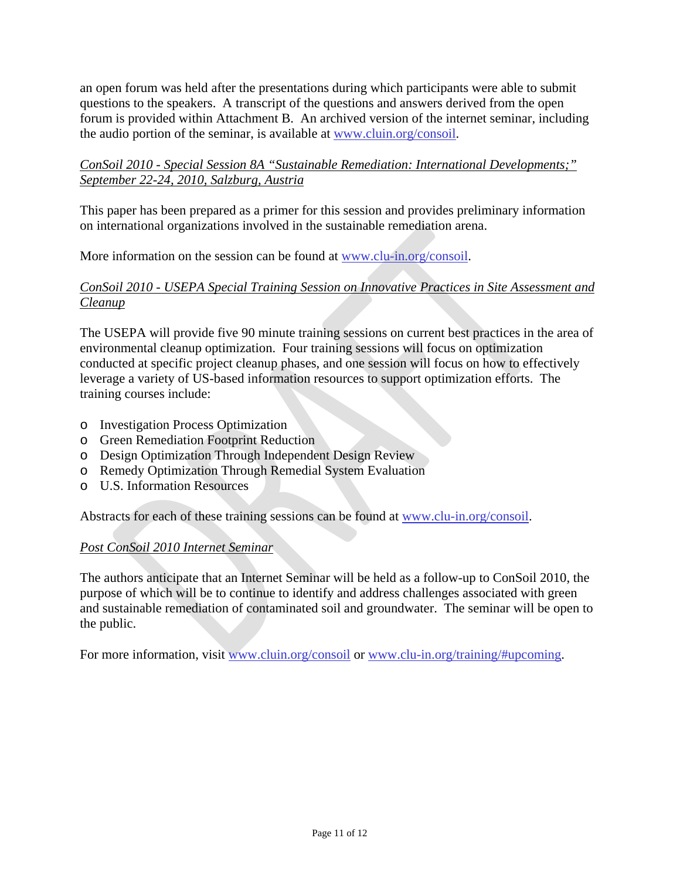an open forum was held after the presentations during which participants were able to submit questions to the speakers. A transcript of the questions and answers derived from the open forum is provided within Attachment B. An archived version of the internet seminar, including the audio portion of the seminar, is available at [www.cluin.org/consoil](www.cluin.org/consoil).

*ConSoil 2010 - Special Session 8A "Sustainable Remediation: International Developments;" September 22-24, 2010, Salzburg, Austria*

This paper has been prepared as a primer for this session and provides preliminary information on international organizations involved in the sustainable remediation arena.

More information on the session can be found at [www.clu-in.org/consoil](www.clu-in.org/consoil).

*ConSoil 2010 - USEPA Special Training Session on Innovative Practices in Site Assessment and Cleanup*

The USEPA will provide five 90 minute training sessions on current best practices in the area of environmental cleanup optimization. Four training sessions will focus on optimization conducted at specific project cleanup phases, and one session will focus on how to effectively leverage a variety of US-based information resources to support optimization efforts. The training courses include:

- Investigation Process Optimization
- Green Remediation Footprint Reduction
- Design Optimization Through Independent Design Review
- Remedy Optimization Through Remedial System Evaluation
- U.S. Information Resources

Abstracts for each of these training sessions can be found at [www.clu-in.org/consoil](www.clu-in.org/consoil).

*Post ConSoil 2010 Internet Seminar*

The authors anticipate that an Internet Seminar will be held as a follow-up to ConSoil 2010, the purpose of which will be to continue to identify and address challenges associated with green and sustainable remediation of contaminated soil and groundwater. The seminar will be open to the public.

For more information, visit [www.cluin.org/consoil](www.cluin.org/consoil) or [www.clu-in.org/training/#upcoming](www.clu-in.org/training/#upcoming).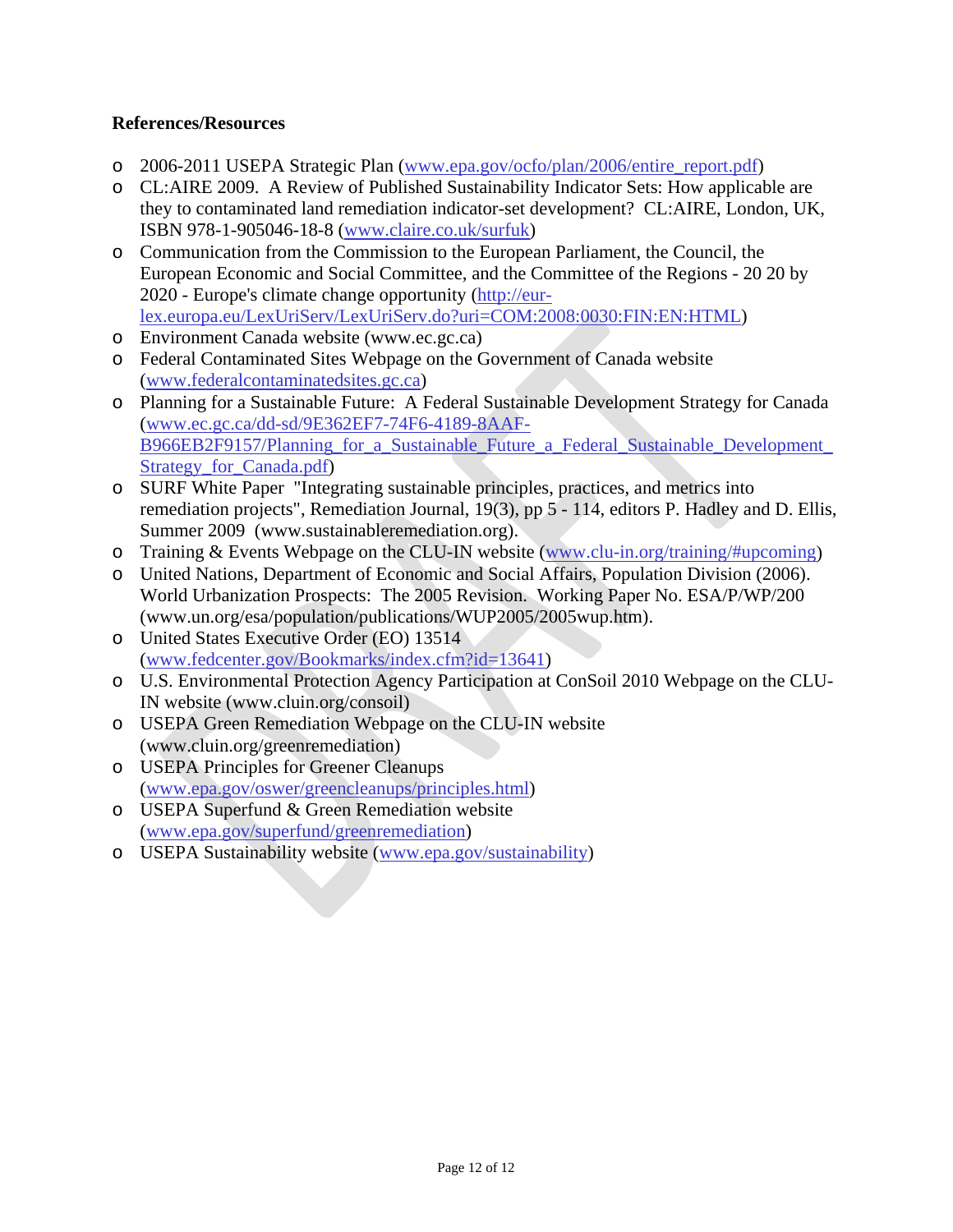**References/Resources**

- 2006-2011 USEPA Strategic Plan (www.epa.gov/ocfo/plan/2006/entire_report.pdf)
- CL:AIRE 2009. A Review of Published Sustainability Indicator Sets: How applicable are they to contaminated land remediation indicator-set development? CL:AIRE, London, UK, ISBN 978-1-905046-18-8 (www.claire.co.uk/surfuk)
- Communication from the Commission to the European Parliament, the Council, the European Economic and Social Committee, and the Committee of the Regions - 20 20 by 2020 - Europe's climate change opportunity (http://eur-lex.europa.eu/LexUriServ/LexUriServ.do?uri=COM:2008:0030:FIN:EN:HTML)
- Environment Canada website (www.ec.gc.ca)
- Federal Contaminated Sites Webpage on the Government of Canada website (www.federalcontaminatedsites.gc.ca)
- Planning for a Sustainable Future: A Federal Sustainable Development Strategy for Canada (www.ec.gc.ca/dd-sd/9E362EF7-74F6-4189-8AAF-B966EB2F9157/Planning_for_a_Sustainable_Future_a_Federal_Sustainable_Development_Strategy_for_Canada.pdf)
- SURF White Paper "Integrating sustainable principles, practices, and metrics into remediation projects", Remediation Journal, 19(3), pp 5 - 114, editors P. Hadley and D. Ellis, Summer 2009 (www.sustainableremediation.org).
- Training & Events Webpage on the CLU-IN website (www.clu-in.org/training/#upcoming)
- United Nations, Department of Economic and Social Affairs, Population Division (2006). World Urbanization Prospects: The 2005 Revision. Working Paper No. ESA/P/WP/200 (www.un.org/esa/population/publications/WUP2005/2005wup.htm).
- United States Executive Order (EO) 13514 (www.fedcenter.gov/Bookmarks/index.cfm?id=13641)
- U.S. Environmental Protection Agency Participation at ConSoil 2010 Webpage on the CLU-IN website (www.cluin.org/consoil)
- USEPA Green Remediation Webpage on the CLU-IN website (www.cluin.org/greenremediation)
- USEPA Principles for Greener Cleanups (www.epa.gov/oswer/greencleanups/principles.html)
- USEPA Superfund & Green Remediation website (www.epa.gov/superfund/greenremediation)
- USEPA Sustainability website (www.epa.gov/sustainability)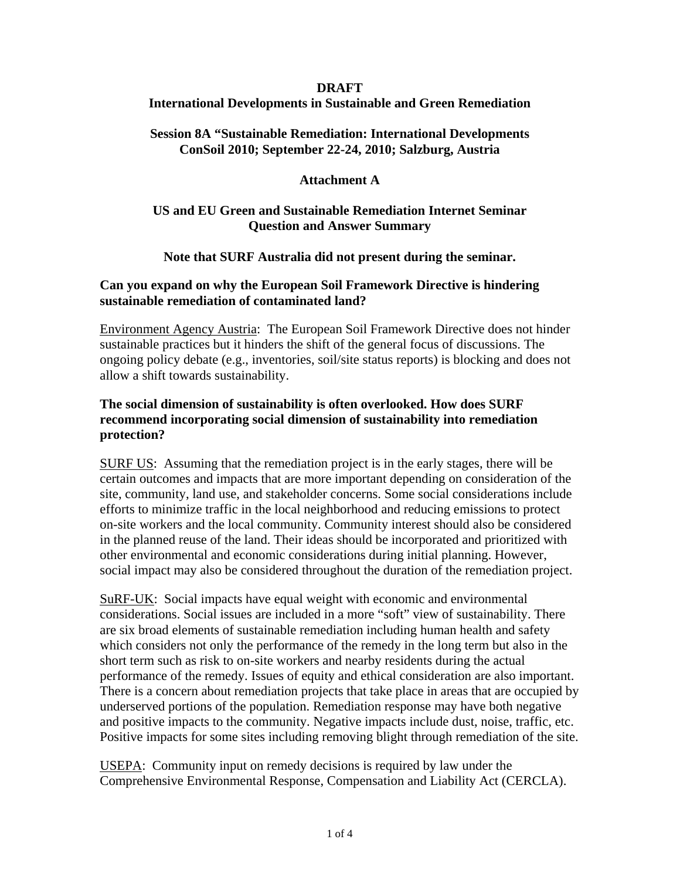**DRAFT**
**International Developments in Sustainable and Green Remediation**

**Session 8A "Sustainable Remediation: International Developments**
**ConSoil 2010; September 22-24, 2010; Salzburg, Austria**

**Attachment A**

**US and EU Green and Sustainable Remediation Internet Seminar**
**Question and Answer Summary**

**Note that SURF Australia did not present during the seminar.**

**Can you expand on why the European Soil Framework Directive is hindering sustainable remediation of contaminated land?**

Environment Agency Austria: The European Soil Framework Directive does not hinder sustainable practices but it hinders the shift of the general focus of discussions. The ongoing policy debate (e.g., inventories, soil/site status reports) is blocking and does not allow a shift towards sustainability.

**The social dimension of sustainability is often overlooked. How does SURF recommend incorporating social dimension of sustainability into remediation protection?**

SURF US: Assuming that the remediation project is in the early stages, there will be certain outcomes and impacts that are more important depending on consideration of the site, community, land use, and stakeholder concerns. Some social considerations include efforts to minimize traffic in the local neighborhood and reducing emissions to protect on-site workers and the local community. Community interest should also be considered in the planned reuse of the land. Their ideas should be incorporated and prioritized with other environmental and economic considerations during initial planning. However, social impact may also be considered throughout the duration of the remediation project.

SuRF-UK: Social impacts have equal weight with economic and environmental considerations. Social issues are included in a more "soft" view of sustainability. There are six broad elements of sustainable remediation including human health and safety which considers not only the performance of the remedy in the long term but also in the short term such as risk to on-site workers and nearby residents during the actual performance of the remedy. Issues of equity and ethical consideration are also important. There is a concern about remediation projects that take place in areas that are occupied by underserved portions of the population. Remediation response may have both negative and positive impacts to the community. Negative impacts include dust, noise, traffic, etc. Positive impacts for some sites including removing blight through remediation of the site.

USEPA: Community input on remedy decisions is required by law under the Comprehensive Environmental Response, Compensation and Liability Act (CERCLA).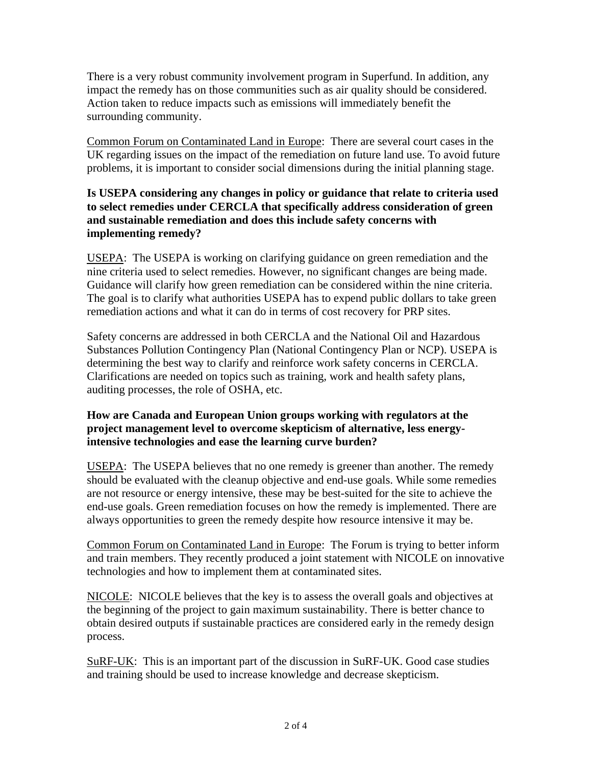There is a very robust community involvement program in Superfund. In addition, any impact the remedy has on those communities such as air quality should be considered. Action taken to reduce impacts such as emissions will immediately benefit the surrounding community.

Common Forum on Contaminated Land in Europe: There are several court cases in the UK regarding issues on the impact of the remediation on future land use. To avoid future problems, it is important to consider social dimensions during the initial planning stage.

**Is USEPA considering any changes in policy or guidance that relate to criteria used to select remedies under CERCLA that specifically address consideration of green and sustainable remediation and does this include safety concerns with implementing remedy?**

USEPA: The USEPA is working on clarifying guidance on green remediation and the nine criteria used to select remedies. However, no significant changes are being made. Guidance will clarify how green remediation can be considered within the nine criteria. The goal is to clarify what authorities USEPA has to expend public dollars to take green remediation actions and what it can do in terms of cost recovery for PRP sites.

Safety concerns are addressed in both CERCLA and the National Oil and Hazardous Substances Pollution Contingency Plan (National Contingency Plan or NCP). USEPA is determining the best way to clarify and reinforce work safety concerns in CERCLA. Clarifications are needed on topics such as training, work and health safety plans, auditing processes, the role of OSHA, etc.

**How are Canada and European Union groups working with regulators at the project management level to overcome skepticism of alternative, less energy-intensive technologies and ease the learning curve burden?**

USEPA: The USEPA believes that no one remedy is greener than another. The remedy should be evaluated with the cleanup objective and end-use goals. While some remedies are not resource or energy intensive, these may be best-suited for the site to achieve the end-use goals. Green remediation focuses on how the remedy is implemented. There are always opportunities to green the remedy despite how resource intensive it may be.

Common Forum on Contaminated Land in Europe: The Forum is trying to better inform and train members. They recently produced a joint statement with NICOLE on innovative technologies and how to implement them at contaminated sites.

NICOLE: NICOLE believes that the key is to assess the overall goals and objectives at the beginning of the project to gain maximum sustainability. There is better chance to obtain desired outputs if sustainable practices are considered early in the remedy design process.

SuRF-UK: This is an important part of the discussion in SuRF-UK. Good case studies and training should be used to increase knowledge and decrease skepticism.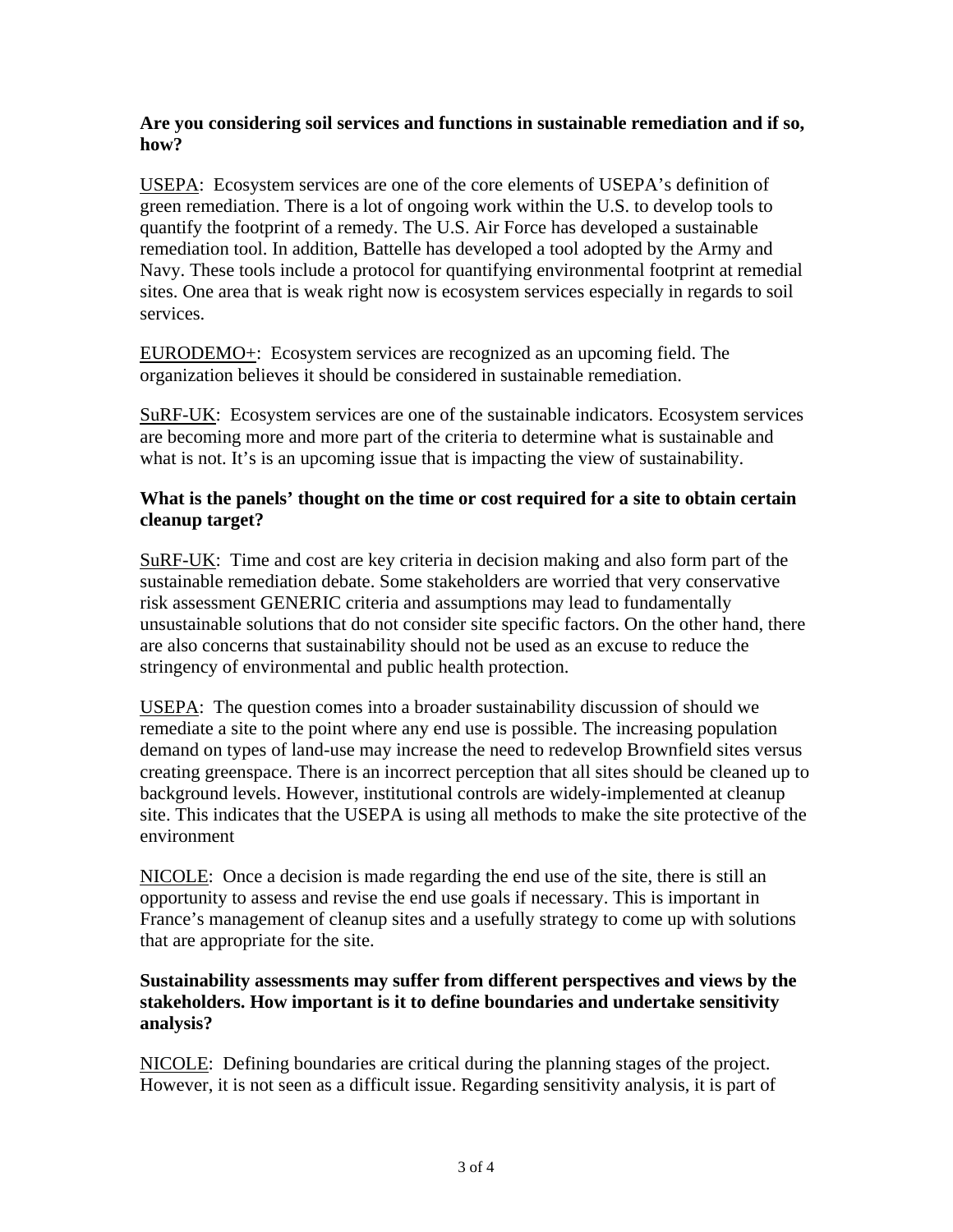**Are you considering soil services and functions in sustainable remediation and if so, how?**

USEPA: Ecosystem services are one of the core elements of USEPA's definition of green remediation. There is a lot of ongoing work within the U.S. to develop tools to quantify the footprint of a remedy. The U.S. Air Force has developed a sustainable remediation tool. In addition, Battelle has developed a tool adopted by the Army and Navy. These tools include a protocol for quantifying environmental footprint at remedial sites. One area that is weak right now is ecosystem services especially in regards to soil services.

EURODEMO+: Ecosystem services are recognized as an upcoming field. The organization believes it should be considered in sustainable remediation.

SuRF-UK: Ecosystem services are one of the sustainable indicators. Ecosystem services are becoming more and more part of the criteria to determine what is sustainable and what is not. It's is an upcoming issue that is impacting the view of sustainability.

**What is the panels' thought on the time or cost required for a site to obtain certain cleanup target?**

SuRF-UK: Time and cost are key criteria in decision making and also form part of the sustainable remediation debate. Some stakeholders are worried that very conservative risk assessment GENERIC criteria and assumptions may lead to fundamentally unsustainable solutions that do not consider site specific factors. On the other hand, there are also concerns that sustainability should not be used as an excuse to reduce the stringency of environmental and public health protection.

USEPA: The question comes into a broader sustainability discussion of should we remediate a site to the point where any end use is possible. The increasing population demand on types of land-use may increase the need to redevelop Brownfield sites versus creating greenspace. There is an incorrect perception that all sites should be cleaned up to background levels. However, institutional controls are widely-implemented at cleanup site. This indicates that the USEPA is using all methods to make the site protective of the environment

NICOLE: Once a decision is made regarding the end use of the site, there is still an opportunity to assess and revise the end use goals if necessary. This is important in France's management of cleanup sites and a usefully strategy to come up with solutions that are appropriate for the site.

**Sustainability assessments may suffer from different perspectives and views by the stakeholders. How important is it to define boundaries and undertake sensitivity analysis?**

NICOLE: Defining boundaries are critical during the planning stages of the project. However, it is not seen as a difficult issue. Regarding sensitivity analysis, it is part of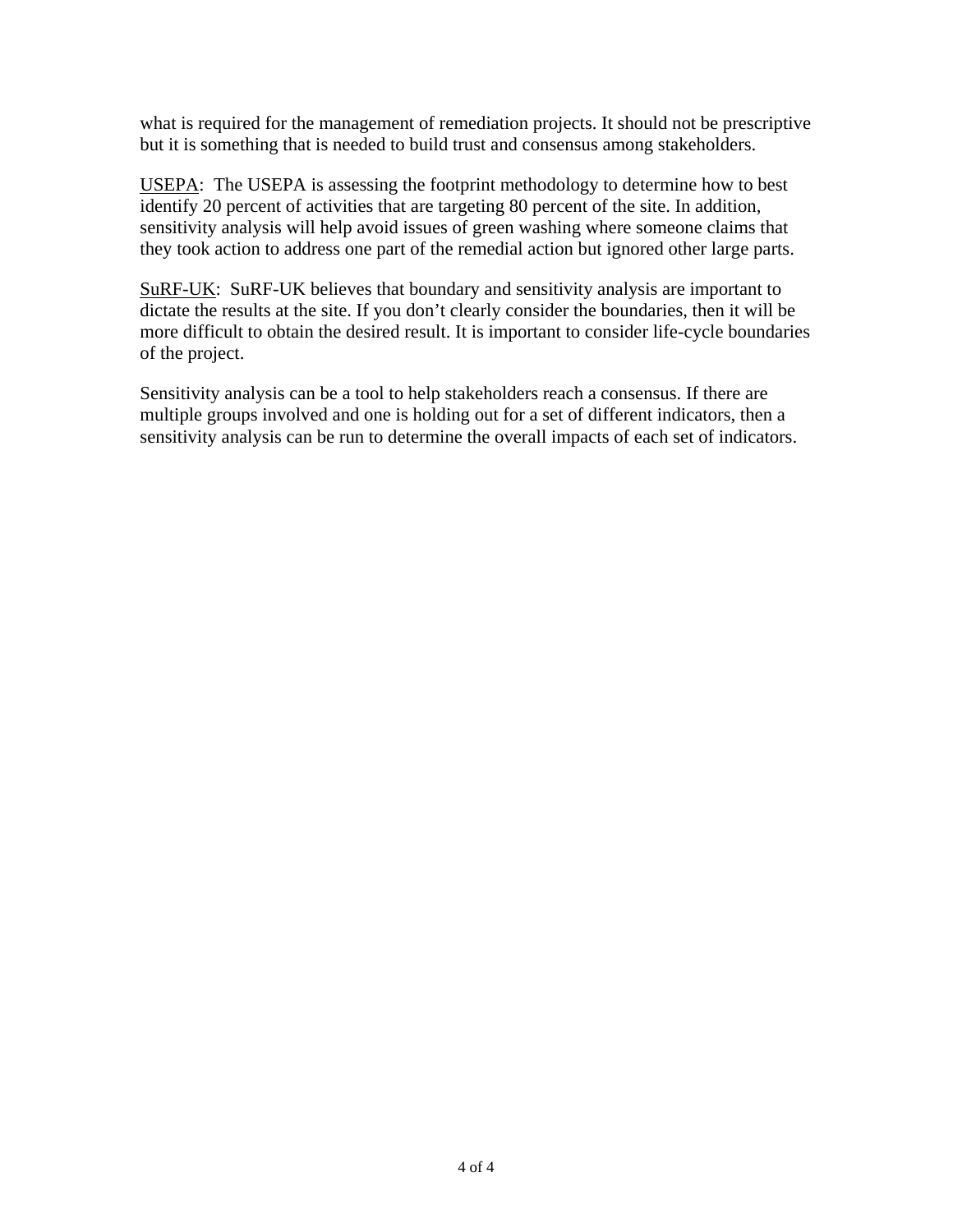what is required for the management of remediation projects. It should not be prescriptive but it is something that is needed to build trust and consensus among stakeholders.

<u>USEPA</u>: The USEPA is assessing the footprint methodology to determine how to best identify 20 percent of activities that are targeting 80 percent of the site. In addition, sensitivity analysis will help avoid issues of green washing where someone claims that they took action to address one part of the remedial action but ignored other large parts.

<u>SuRF-UK</u>: SuRF-UK believes that boundary and sensitivity analysis are important to dictate the results at the site. If you don't clearly consider the boundaries, then it will be more difficult to obtain the desired result. It is important to consider life-cycle boundaries of the project.

Sensitivity analysis can be a tool to help stakeholders reach a consensus. If there are multiple groups involved and one is holding out for a set of different indicators, then a sensitivity analysis can be run to determine the overall impacts of each set of indicators.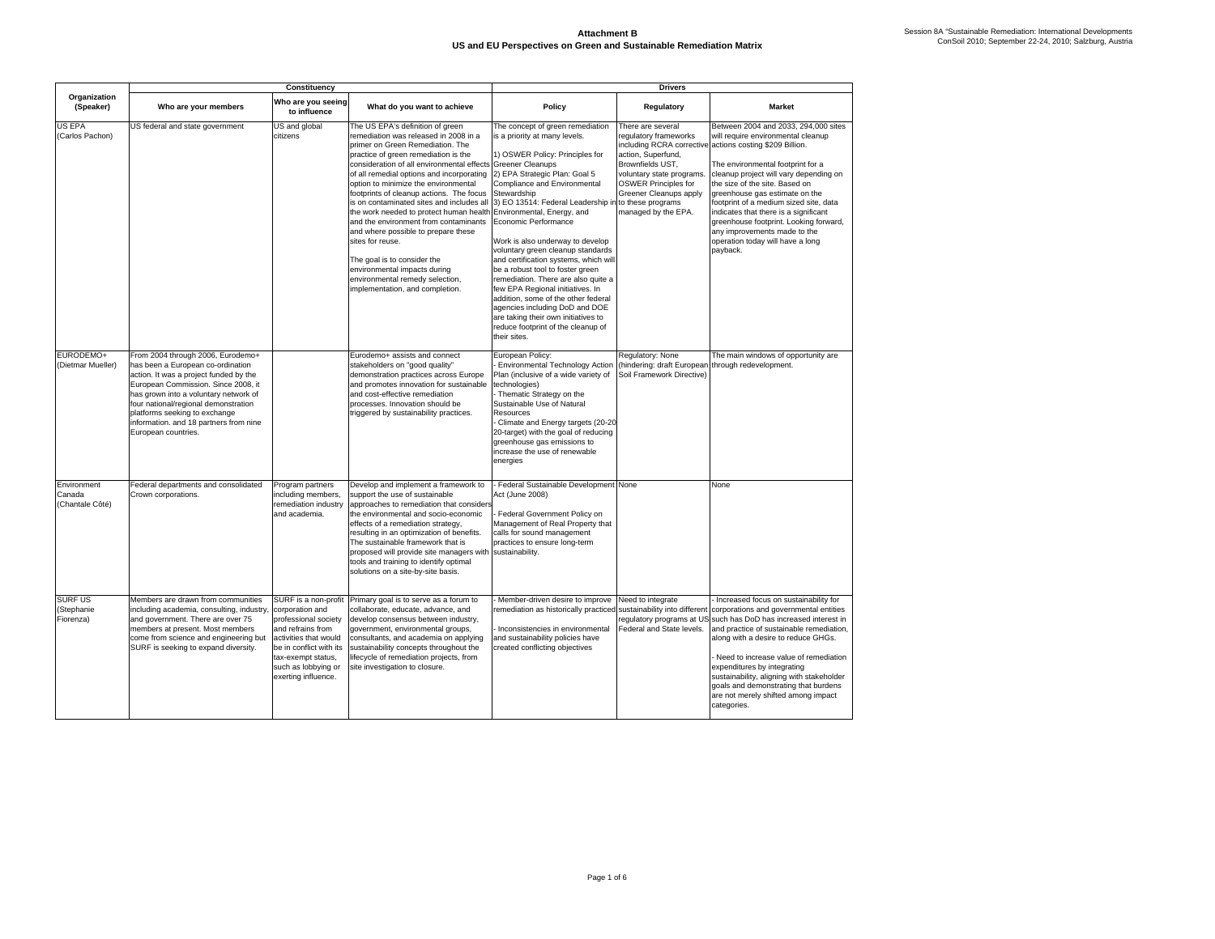**Attachment B**
**US and EU Perspectives on Green and Sustainable Remediation Matrix**

| Organization (Speaker) | Constituency | | | Drivers | | |
|---|---|---|---|---|---|---|
| | Who are your members | Who are you seeing to influence | What do you want to achieve | Policy | Regulatory | Market |
| US EPA (Carlos Pachon) | US federal and state government | US and global citizens | The US EPA's definition of green remediation was released in 2008 in a primer on Green Remediation. The practice of green remediation is the consideration of all environmental effects of all remedial options and incorporating option to minimize the environmental footprints of cleanup actions. The focus is on contaminated sites and includes all the work needed to protect human health and the environment from contaminants and where possible to prepare these sites for reuse.<br><br>The goal is to consider the environmental impacts during environmental remedy selection, implementation, and completion. | The concept of green remediation is a priority at many levels.<br><br>1) OSWER Policy: Principles for Greener Cleanups<br>2) EPA Strategic Plan: Goal 5 Compliance and Environmental Stewardship<br>3) EO 13514: Federal Leadership in Environmental, Energy, and Economic Performance<br><br>Work is also underway to develop voluntary green cleanup standards and certification systems, which will be a robust tool to foster green remediation. There are also quite a few EPA Regional initiatives. In addition, some of the other federal agencies including DoD and DOE are taking their own initiatives to reduce footprint of the cleanup of their sites. | There are several regulatory frameworks including RCRA corrective action, Superfund, Brownfields UST, voluntary state programs. OSWER Principles for Greener Cleanups apply to these programs managed by the EPA. | Between 2004 and 2033, 294,000 sites will require environmental cleanup actions costing $209 Billion.<br><br>The environmental footprint for a cleanup project will vary depending on the size of the site. Based on greenhouse gas estimate on the footprint of a medium sized site, data indicates that there is a significant greenhouse footprint. Looking forward, any improvements made to the operation today will have a long payback. |
| EURODEMO+ (Dietmar Mueller) | From 2004 through 2006, Eurodemo+ has been a European co-ordination action. It was a project funded by the European Commission. Since 2008, it has grown into a voluntary network of four national/regional demonstration platforms seeking to exchange information. and 18 partners from nine European countries. | | Eurodemo+ assists and connect stakeholders on "good quality" demonstration practices across Europe and promotes innovation for sustainable and cost-effective remediation processes. Innovation should be triggered by sustainability practices. | European Policy:<br>- Environmental Technology Action Plan (inclusive of a wide variety of technologies)<br>- Thematic Strategy on the Sustainable Use of Natural Resources<br>- Climate and Energy targets (20-20 20-target) with the goal of reducing greenhouse gas emissions to increase the use of renewable energies | Regulatory: None (hindering: draft European Soil Framework Directive) | The main windows of opportunity are through redevelopment. |
| Environment Canada (Chantale Côté) | Federal departments and consolidated Crown corporations. | Program partners including members, remediation industry and academia. | Develop and implement a framework to support the use of sustainable approaches to remediation that considers the environmental and socio-economic effects of a remediation strategy, resulting in an optimization of benefits. The sustainable framework that is proposed will provide site managers with tools and training to identify optimal solutions on a site-by-site basis. | - Federal Sustainable Development Act (June 2008)<br><br>- Federal Government Policy on Management of Real Property that calls for sound management practices to ensure long-term sustainability. | None | None |
| SURF US (Stephanie Fiorenza) | Members are drawn from communities including academia, consulting, industry, and government. There are over 75 members at present. Most members come from science and engineering but SURF is seeking to expand diversity. | SURF is a non-profit corporation and professional society and refrains from activities that would be in conflict with its tax-exempt status, such as lobbying or exerting influence. | Primary goal is to serve as a forum to collaborate, educate, advance, and develop consensus between industry, government, environmental groups, consultants, and academia on applying sustainability concepts throughout the lifecycle of remediation projects, from site investigation to closure. | - Member-driven desire to improve remediation as historically practiced<br><br>- Inconsistencies in environmental and sustainability policies have created conflicting objectives | Need to integrate sustainability into different regulatory programs at US Federal and State levels. | - Increased focus on sustainability for corporations and governmental entities such has DoD has increased interest in and practice of sustainable remediation, along with a desire to reduce GHGs.<br><br>- Need to increase value of remediation expenditures by integrating sustainability, aligning with stakeholder goals and demonstrating that burdens are not merely shifted among impact categories. |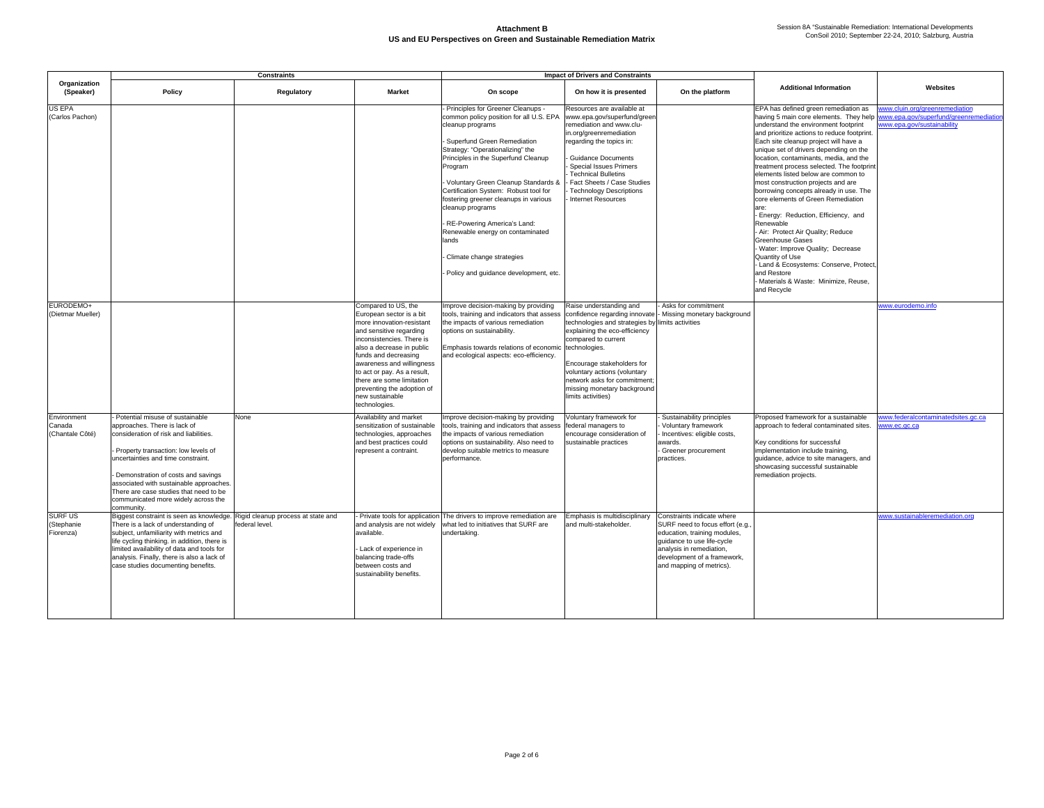# Attachment B
## US and EU Perspectives on Green and Sustainable Remediation Matrix

| Organization (Speaker) | Constraints | | | Impact of Drivers and Constraints | | | Additional Information | Websites |
|---|---|---|---|---|---|---|---|---|
| | Policy | Regulatory | Market | On scope | On how it is presented | On the platform | | |
| US EPA (Carlos Pachon) | | | | - Principles for Greener Cleanups - common policy position for all U.S. EPA cleanup programs<br><br>- Superfund Green Remediation Strategy: "Operationalizing" the Principles in the Superfund Cleanup Program<br><br>- Voluntary Green Cleanup Standards & Certification System: Robust tool for fostering greener cleanups in various cleanup programs<br><br>- RE-Powering America's Land: Renewable energy on contaminated lands<br><br>- Climate change strategies<br><br>- Policy and guidance development, etc. | Resources are available at www.epa.gov/superfund/greenremediation and www.clu-in.org/greenremediation regarding the topics in:<br><br>- Guidance Documents<br>- Special Issues Primers<br>- Technical Bulletins<br>- Fact Sheets / Case Studies<br>- Technology Descriptions<br>- Internet Resources | | EPA has defined green remediation as having 5 main core elements. They help understand the environment footprint and prioritize actions to reduce footprint. Each site cleanup project will have a unique set of drivers depending on the location, contaminants, media, and the treatment process selected. The footprint elements listed below are common to most construction projects and are borrowing concepts already in use. The core elements of Green Remediation are:<br>- Energy: Reduction, Efficiency, and Renewable<br>- Air: Protect Air Quality; Reduce Greenhouse Gases<br>- Water: Improve Quality; Decrease Quantity of Use<br>- Land & Ecosystems: Conserve, Protect, and Restore<br>- Materials & Waste: Minimize, Reuse, and Recycle | www.cluin.org/greenremediation<br>www.epa.gov/superfund/greenremediation<br>www.epa.gov/sustainability |
| EURODEMO+ (Dietmar Mueller) | | | Compared to US, the European sector is a bit more innovation-resistant and sensitive regarding inconsistencies. There is also a decrease in public funds and decreasing awareness and willingness to act or pay. As a result, there are some limitation preventing the adoption of new sustainable technologies. | Improve decision-making by providing tools, training and indicators that assess the impacts of various remediation options on sustainability.<br><br>Emphasis towards relations of economic and ecological aspects: eco-efficiency. | Raise understanding and confidence regarding innovate technologies and strategies by explaining the eco-efficiency compared to current technologies.<br><br>Encourage stakeholders for voluntary actions (voluntary network asks for commitment; missing monetary background limits activities) | - Asks for commitment<br>- Missing monetary background limits activities | | www.eurodemo.info |
| Environment Canada (Chantale Côté) | - Potential misuse of sustainable approaches. There is lack of consideration of risk and liabilities.<br><br>- Property transaction: low levels of uncertainties and time constraint.<br><br>- Demonstration of costs and savings associated with sustainable approaches. There are case studies that need to be communicated more widely across the community. | None | Availability and market sensitization of sustainable technologies, approaches and best practices could represent a contraint. | Improve decision-making by providing tools, training and indicators that assess the impacts of various remediation options on sustainability. Also need to develop suitable metrics to measure performance. | Voluntary framework for federal managers to encourage consideration of sustainable practices | - Sustainability principles<br>- Voluntary framework<br>- Incentives: eligible costs, awards.<br>- Greener procurement practices. | Proposed framework for a sustainable approach to federal contaminated sites.<br><br>Key conditions for successful implementation include training, guidance, advice to site managers, and showcasing successful sustainable remediation projects. | www.federalcontaminatedsites.gc.ca<br>www.ec.gc.ca |
| SURF US (Stephanie Fiorenza) | Biggest constraint is seen as knowledge. There is a lack of understanding of subject, unfamiliarity with metrics and life cycling thinking. in addition, there is limited availability of data and tools for analysis. Finally, there is also a lack of case studies documenting benefits. | Rigid cleanup process at state and federal level. | - Private tools for application and analysis are not widely available.<br><br>- Lack of experience in balancing trade-offs between costs and sustainability benefits. | The drivers to improve remediation are what led to initiatives that SURF are undertaking. | Emphasis is multidisciplinary and multi-stakeholder. | Constraints indicate where SURF need to focus effort (e.g., education, training modules, guidance to use life-cycle analysis in remediation, development of a framework, and mapping of metrics). | | www.sustainableremediation.org |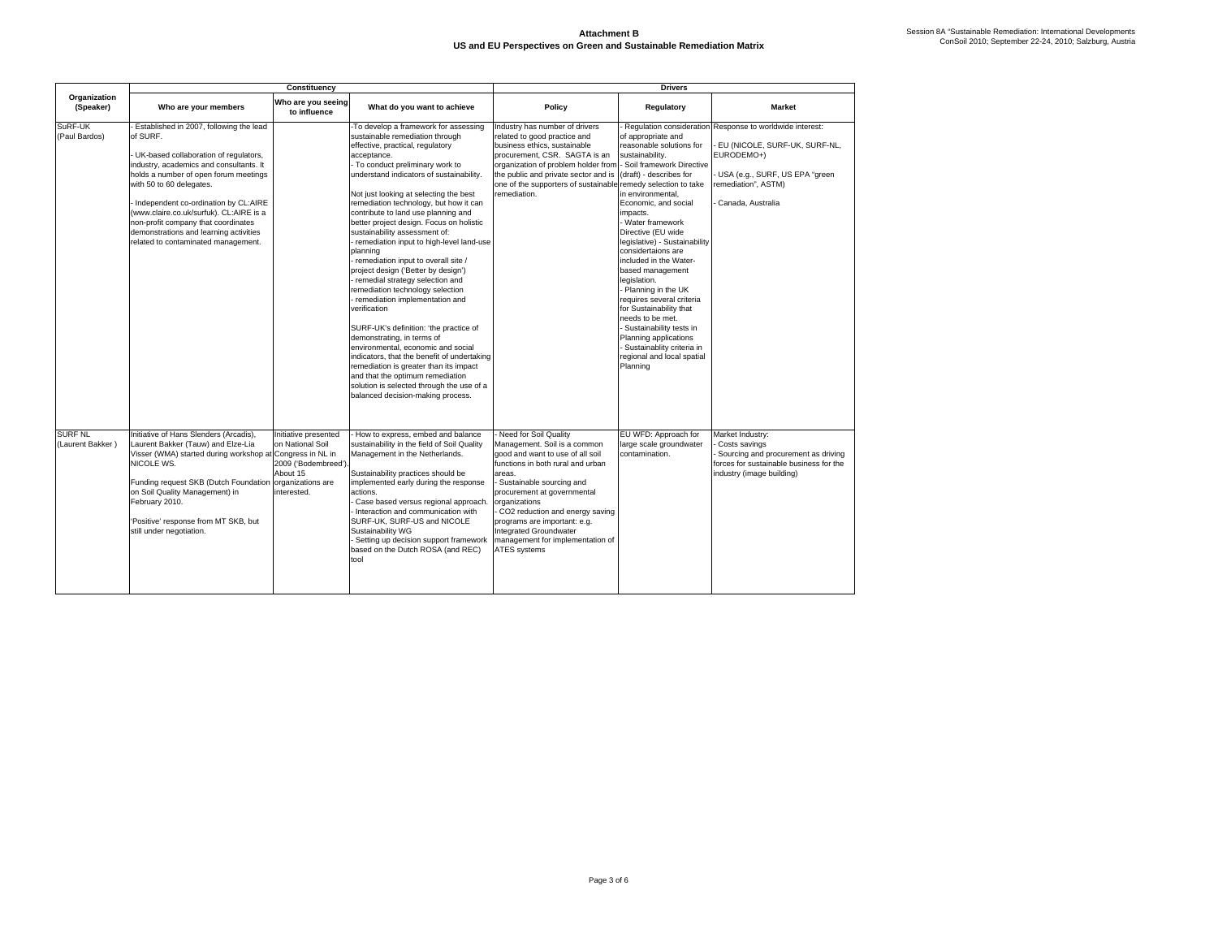**Attachment B**
**US and EU Perspectives on Green and Sustainable Remediation Matrix**

| Organization (Speaker) | Constituency | | | Drivers | | |
|---|---|---|---|---|---|---|
| | Who are your members | Who are you seeing to influence | What do you want to achieve | Policy | Regulatory | Market |
| SuRF-UK (Paul Bardos) | - Established in 2007, following the lead of SURF.<br><br>- UK-based collaboration of regulators, industry, academics and consultants. It holds a number of open forum meetings with 50 to 60 delegates.<br><br>- Independent co-ordination by CL:AIRE (www.claire.co.uk/surfuk). CL:AIRE is a non-profit company that coordinates demonstrations and learning activities related to contaminated management. | | -To develop a framework for assessing sustainable remediation through effective, practical, regulatory acceptance.<br>- To conduct preliminary work to understand indicators of sustainability.<br><br>Not just looking at selecting the best remediation technology, but how it can contribute to land use planning and better project design. Focus on holistic sustainability assessment of:<br>- remediation input to high-level land-use planning<br>- remediation input to overall site / project design ('Better by design')<br>- remedial strategy selection and remediation technology selection<br>- remediation implementation and verification<br><br>SURF-UK's definition: 'the practice of demonstrating, in terms of environmental, economic and social indicators, that the benefit of undertaking remediation is greater than its impact and that the optimum remediation solution is selected through the use of a balanced decision-making process. | Industry has number of drivers related to good practice and business ethics, sustainable procurement, CSR. SAGTA is an organization of problem holder from the public and private sector and is one of the supporters of sustainable remediation. | - Regulation consideration of appropriate and reasonable solutions for sustainability.<br>- Soil framework Directive (draft) - describes for remedy selection to take in environmental, Economic, and social impacts.<br>- Water framework Directive (EU wide legislative) - Sustainability considertaions are included in the Water-based management legislation.<br>- Planning in the UK requires several criteria for Sustainability that needs to be met.<br>- Sustainability tests in Planning applications<br>- Sustainablity criteria in regional and local spatial Planning | Response to worldwide interest:<br><br>- EU (NICOLE, SURF-UK, SURF-NL, EURODEMO+)<br><br>- USA (e.g., SURF, US EPA "green remediation", ASTM)<br><br>- Canada, Australia |
| SURF NL (Laurent Bakker ) | Initiative of Hans Slenders (Arcadis), Laurent Bakker (Tauw) and Elze-Lia Visser (WMA) started during workshop at NICOLE WS.<br><br>Funding request SKB (Dutch Foundation on Soil Quality Management) in February 2010.<br><br>'Positive' response from MT SKB, but still under negotiation. | Initiative presented on National Soil Congress in NL in 2009 ('Bodembreed'). About 15 organizations are interested. | - How to express, embed and balance sustainability in the field of Soil Quality Management in the Netherlands.<br><br>Sustainability practices should be implemented early during the response actions.<br>- Case based versus regional approach.<br>- Interaction and communication with SURF-UK, SURF-US and NICOLE Sustainability WG<br>- Setting up decision support framework based on the Dutch ROSA (and REC) tool | - Need for Soil Quality Management. Soil is a common good and want to use of all soil functions in both rural and urban areas.<br>- Sustainable sourcing and procurement at governmental organizations<br>- CO2 reduction and energy saving programs are important: e.g. Integrated Groundwater management for implementation of ATES systems | EU WFD: Approach for large scale groundwater contamination. | Market Industry:<br>- Costs savings<br>- Sourcing and procurement as driving forces for sustainable business for the industry (image building) |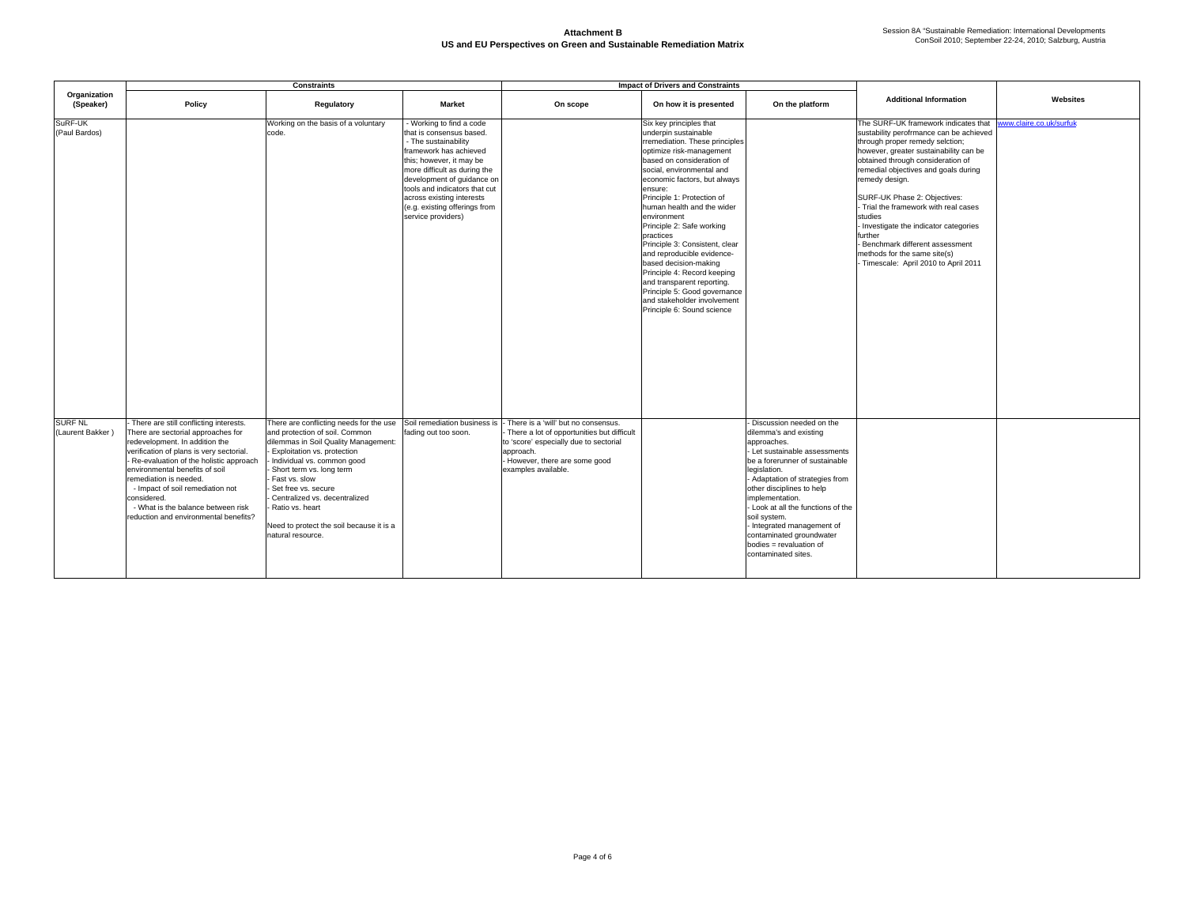**Attachment B**
**US and EU Perspectives on Green and Sustainable Remediation Matrix**

Session 8A "Sustainable Remediation: International Developments
ConSoil 2010; September 22-24, 2010; Salzburg, Austria

| Organization (Speaker) | Constraints | | | Impact of Drivers and Constraints | | | Additional Information | Websites |
|---|---|---|---|---|---|---|---|---|
| | Policy | Regulatory | Market | On scope | On how it is presented | On the platform | | |
| SuRF-UK (Paul Bardos) | | Working on the basis of a voluntary code. | - Working to find a code that is consensus based.<br>- The sustainability framework has achieved this; however, it may be more difficult as during the development of guidance on tools and indicators that cut across existing interests (e.g. existing offerings from service providers) | | Six key principles that underpin sustainable rremediation. These principles optimize risk-management based on consideration of social, environmental and economic factors, but always ensure:<br>Principle 1: Protection of human health and the wider environment<br>Principle 2: Safe working practices<br>Principle 3: Consistent, clear and reproducible evidence-based decision-making<br>Principle 4: Record keeping and transparent reporting.<br>Principle 5: Good governance and stakeholder involvement<br>Principle 6: Sound science | | The SURF-UK framework indicates that sustability perofrmance can be achieved through proper remedy selction; however, greater sustainability can be obtained through consideration of remedial objectives and goals during remedy design.<br><br>SURF-UK Phase 2: Objectives:<br>- Trial the framework with real cases studies<br>- Investigate the indicator categories further<br>- Benchmark different assessment methods for the same site(s)<br>- Timescale: April 2010 to April 2011 | www.claire.co.uk/surfuk |
| SURF NL (Laurent Bakker ) | - There are still conflicting interests. There are sectorial approaches for redevelopment. In addition the verification of plans is very sectorial.<br>- Re-evaluation of the holistic approach environmental benefits of soil remediation is needed.<br>- Impact of soil remediation not considered.<br>- What is the balance between risk reduction and environmental benefits? | There are conflicting needs for the use and protection of soil. Common dilemmas in Soil Quality Management:<br>- Exploitation vs. protection<br>- Individual vs. common good<br>- Short term vs. long term<br>- Fast vs. slow<br>- Set free vs. secure<br>- Centralized vs. decentralized<br>- Ratio vs. heart<br><br>Need to protect the soil because it is a natural resource. | Soil remediation business is fading out too soon. | - There is a 'will' but no consensus.<br>- There a lot of opportunities but difficult to 'score' especially due to sectorial approach.<br>- However, there are some good examples available. | | - Discussion needed on the dilemma's and existing approaches.<br>- Let sustainable assessments be a forerunner of sustainable legislation.<br>- Adaptation of strategies from other disciplines to help implementation.<br>- Look at all the functions of the soil system.<br>- Integrated management of contaminated groundwater bodies = revaluation of contaminated sites. | | |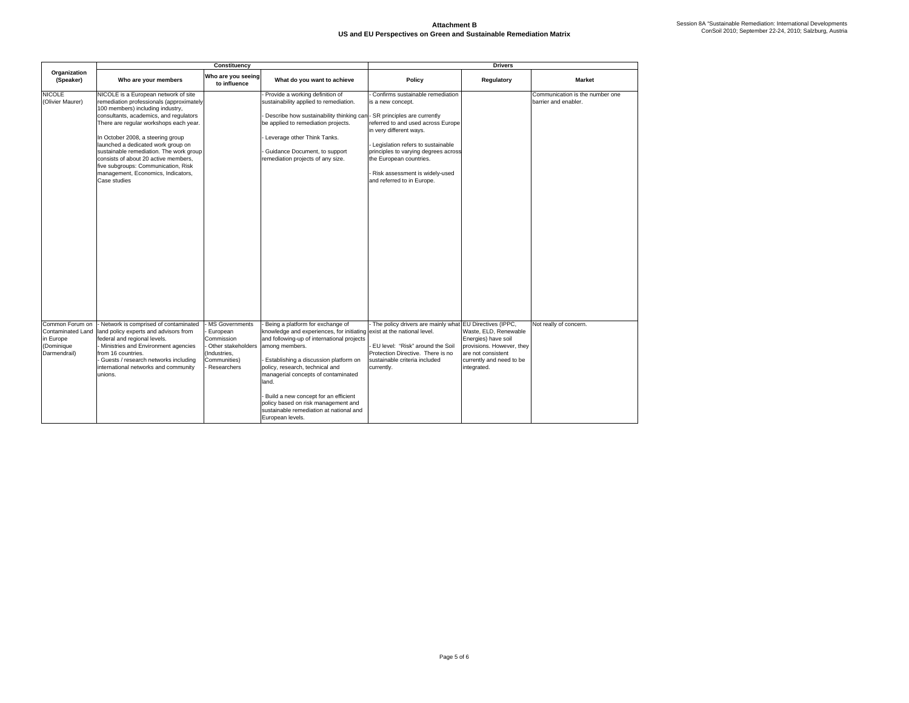**Attachment B**
**US and EU Perspectives on Green and Sustainable Remediation Matrix**

| Organization (Speaker) | Constituency | | | Drivers | | |
|---|---|---|---|---|---|---|
| | Who are your members | Who are you seeing to influence | What do you want to achieve | Policy | Regulatory | Market |
| NICOLE (Olivier Maurer) | NICOLE is a European network of site remediation professionals (approximately 100 members) including industry, consultants, academics, and regulators There are regular workshops each year.<br><br>In October 2008, a steering group launched a dedicated work group on sustainable remediation. The work group consists of about 20 active members, five subgroups: Communication, Risk management, Economics, Indicators, Case studies | | - Provide a working definition of sustainability applied to remediation.<br><br>- Describe how sustainability thinking can be applied to remediation projects.<br><br>- Leverage other Think Tanks.<br><br>- Guidance Document, to support remediation projects of any size. | - Confirms sustainable remediation is a new concept.<br><br>- SR principles are currently referred to and used across Europe in very different ways.<br><br>- Legislation refers to sustainable principles to varying degrees across the European countries.<br><br>- Risk assessment is widely-used and referred to in Europe. | | Communication is the number one barrier and enabler. |
| Common Forum on Contaminated Land in Europe (Dominique Darmendrail) | - Network is comprised of contaminated land policy experts and advisors from federal and regional levels.<br>- Ministries and Environment agencies from 16 countries.<br>- Guests / research networks including international networks and community unions. | - MS Governments<br>- European Commission<br>- Other stakeholders (Industries, Communities)<br>- Researchers | - Being a platform for exchange of knowledge and experiences, for initiating and following-up of international projects among members.<br><br>- Establishing a discussion platform on policy, research, technical and managerial concepts of contaminated land.<br><br>- Build a new concept for an efficient policy based on risk management and sustainable remediation at national and European levels. | - The policy drivers are mainly what exist at the national level.<br><br>- EU level: "Risk" around the Soil Protection Directive. There is no sustainable criteria included currently. | EU Directives (IPPC, Waste, ELD, Renewable Energies) have soil provisions. However, they are not consistent currently and need to be integrated. | Not really of concern. |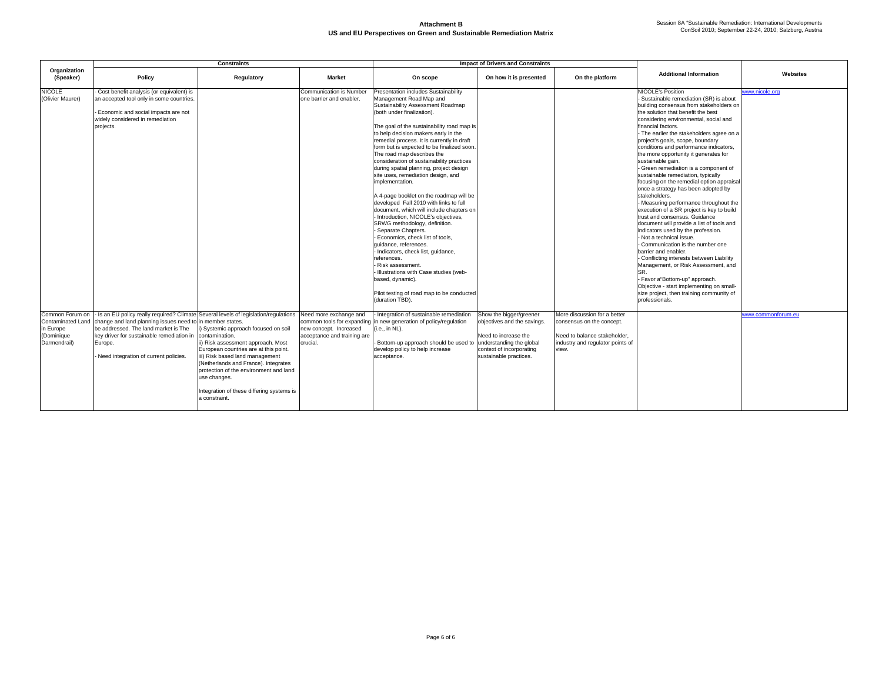**Attachment B**
**US and EU Perspectives on Green and Sustainable Remediation Matrix**

| Organization (Speaker) | Constraints | | | Impact of Drivers and Constraints | | | Additional Information | Websites |
|---|---|---|---|---|---|---|---|---|
| | Policy | Regulatory | Market | On scope | On how it is presented | On the platform | | |
| NICOLE (Olivier Maurer) | - Cost benefit analysis (or equivalent) is an accepted tool only in some countries.<br><br>- Economic and social impacts are not widely considered in remediation projects. | | Communication is Number one barrier and enabler. | Presentation includes Sustainability Management Road Map and Sustainability Assessment Roadmap (both under finalization).<br><br>The goal of the sustainability road map is to help decision makers early in the remedial process. It is currently in draft form but is expected to be finalized soon. The road map describes the consideration of sustainability practices during spatial planning, project design site uses, remediation design, and implementation.<br><br>A 4-page booklet on the roadmap will be developed Fall 2010 with links to full document, which will include chapters on<br>- Introduction, NICOLE's objectives, SRWG methodology, definition.<br>- Separate Chapters.<br>- Economics, check list of tools, guidance, references.<br>- Indicators, check list, guidance, references.<br>- Risk assessment.<br>- Illustrations with Case studies (web-based, dynamic).<br><br>Pilot testing of road map to be conducted (duration TBD). | | | NICOLE's Position<br>- Sustainable remediation (SR) is about building consensus from stakeholders on the solution that benefit the best considering environmental, social and financial factors.<br>- The earlier the stakeholders agree on a project's goals, scope, boundary conditions and performance indicators, the more opportunity it generates for sustainable gain.<br>- Green remediation is a component of sustainable remediation, typically focusing on the remedial option appraisal once a strategy has been adopted by stakeholders.<br>- Measuring performance throughout the execution of a SR project is key to build trust and consensus. Guidance document will provide a list of tools and indicators used by the profession.<br>- Not a technical issue.<br>- Communication is the number one barrier and enabler.<br>- Conflicting interests between Liability Management, or Risk Assessment, and SR.<br>- Favor a"Bottom-up" approach. Objective - start implementing on small-size project, then training community of professionals. | www.nicole.org |
| Common Forum on Contaminated Land in Europe (Dominique Darmendrail) | - Is an EU policy really required? Climate change and land planning issues need to be addressed. The land market is The key driver for sustainable remediation in Europe.<br><br>- Need integration of current policies. | Several levels of legislation/regulations in member states.<br>i) Systemic approach focused on soil contamination.<br>ii) Risk assessment approach. Most European countries are at this point.<br>iii) Risk based land management (Netherlands and France). Integrates protection of the environment and land use changes.<br><br>Integration of these differing systems is a constraint. | Need more exchange and common tools for expanding new concept. Increased acceptance and training are crucial. | - Integration of sustainable remediation in new generation of policy/regulation (i.e., in NL).<br><br>- Bottom-up approach should be used to develop policy to help increase acceptance. | Show the bigger/greener objectives and the savings.<br><br>Need to increase the understanding the global context of incorporating sustainable practices. | More discussion for a better consensus on the concept.<br><br>Need to balance stakeholder, industry and regulator points of view. | | www.commonforum.eu |